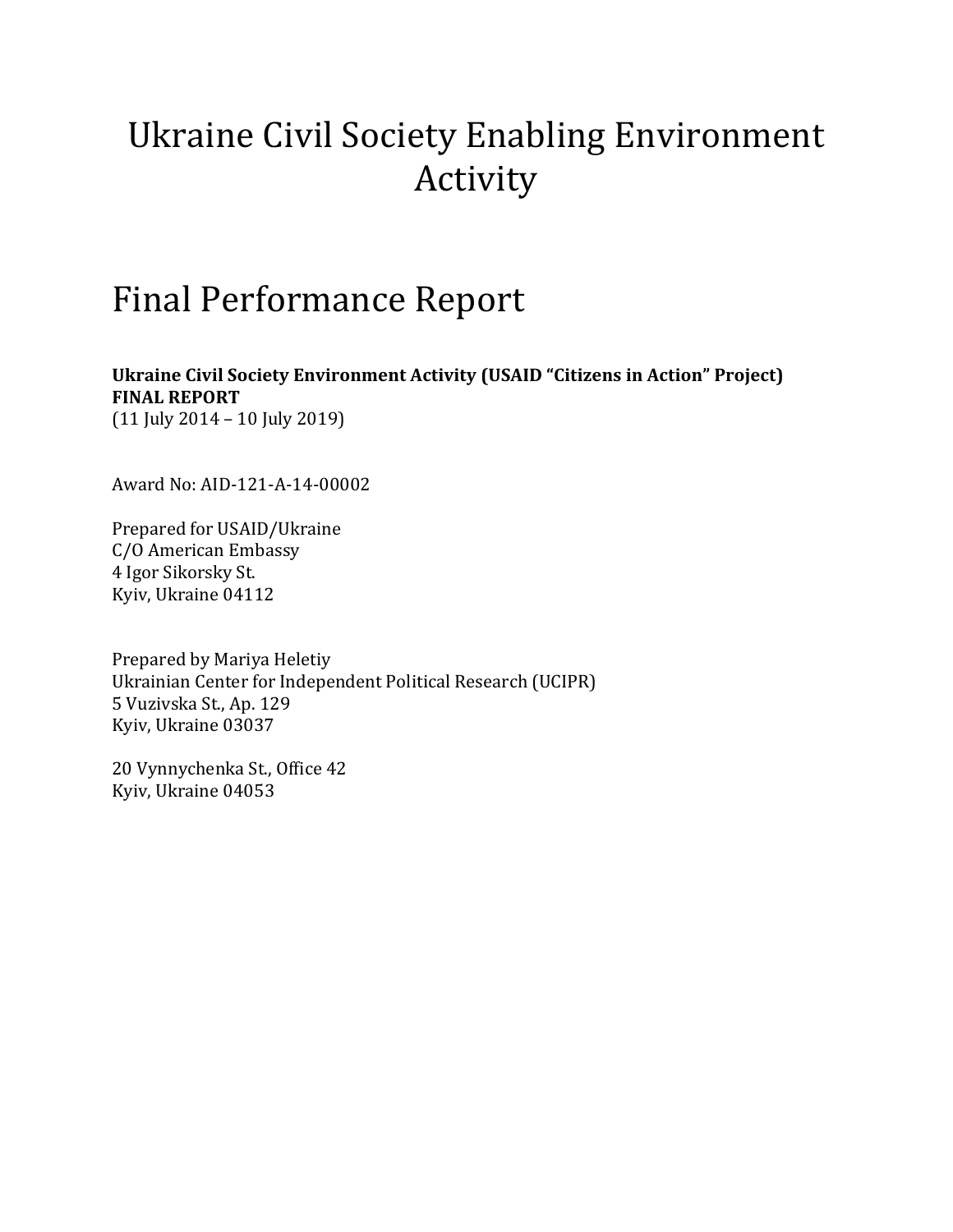# Ukraine Civil Society Enabling Environment Activity

# Final Performance Report

**Ukraine Civil Society Environment Activity (USAID "Citizens in Action" Project)**
**FINAL REPORT**
(11 July 2014 – 10 July 2019)

Award No: AID-121-A-14-00002

Prepared for USAID/Ukraine
C/O American Embassy
4 Igor Sikorsky St.
Kyiv, Ukraine 04112

Prepared by Mariya Heletiy
Ukrainian Center for Independent Political Research (UCIPR)
5 Vuzivska St., Ap. 129
Kyiv, Ukraine 03037

20 Vynnychenka St., Office 42
Kyiv, Ukraine 04053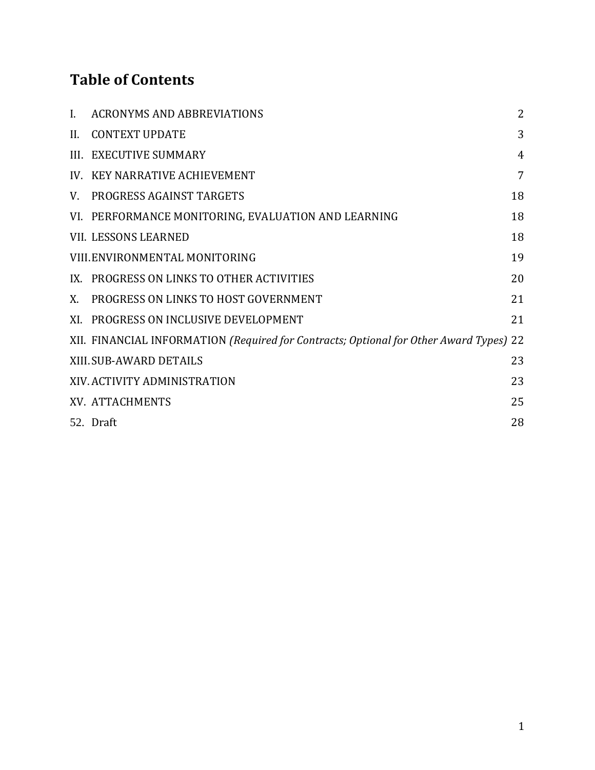# Table of Contents

| | | |
|---|---|---|
| I. | ACRONYMS AND ABBREVIATIONS | 2 |
| II. | CONTEXT UPDATE | 3 |
| III. | EXECUTIVE SUMMARY | 4 |
| IV. | KEY NARRATIVE ACHIEVEMENT | 7 |
| V. | PROGRESS AGAINST TARGETS | 18 |
| VI. | PERFORMANCE MONITORING, EVALUATION AND LEARNING | 18 |
| VII. | LESSONS LEARNED | 18 |
| VIII. | ENVIRONMENTAL MONITORING | 19 |
| IX. | PROGRESS ON LINKS TO OTHER ACTIVITIES | 20 |
| X. | PROGRESS ON LINKS TO HOST GOVERNMENT | 21 |
| XI. | PROGRESS ON INCLUSIVE DEVELOPMENT | 21 |
| XII. | FINANCIAL INFORMATION *(Required for Contracts; Optional for Other Award Types)* | 22 |
| XIII. | SUB-AWARD DETAILS | 23 |
| XIV. | ACTIVITY ADMINISTRATION | 23 |
| XV. | ATTACHMENTS | 25 |
| 52. | Draft | 28 |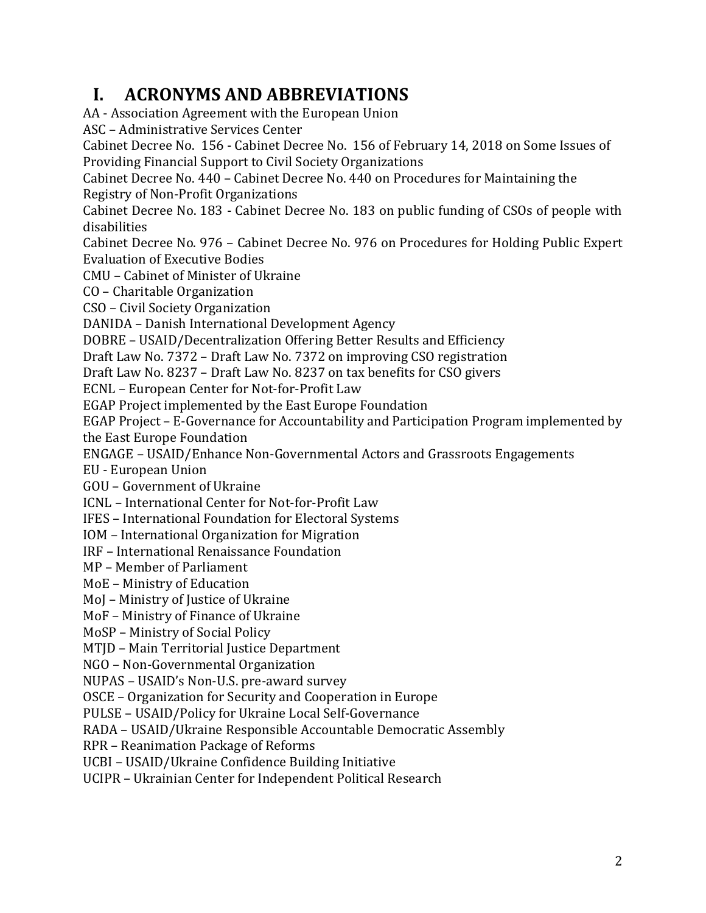# I. ACRONYMS AND ABBREVIATIONS

AA - Association Agreement with the European Union
ASC – Administrative Services Center
Cabinet Decree No. 156 - Cabinet Decree No. 156 of February 14, 2018 on Some Issues of Providing Financial Support to Civil Society Organizations
Cabinet Decree No. 440 – Cabinet Decree No. 440 on Procedures for Maintaining the Registry of Non-Profit Organizations
Cabinet Decree No. 183 - Cabinet Decree No. 183 on public funding of CSOs of people with disabilities
Cabinet Decree No. 976 – Cabinet Decree No. 976 on Procedures for Holding Public Expert Evaluation of Executive Bodies
CMU – Cabinet of Minister of Ukraine
CO – Charitable Organization
CSO – Civil Society Organization
DANIDA – Danish International Development Agency
DOBRE – USAID/Decentralization Offering Better Results and Efficiency
Draft Law No. 7372 – Draft Law No. 7372 on improving CSO registration
Draft Law No. 8237 – Draft Law No. 8237 on tax benefits for CSO givers
ECNL – European Center for Not-for-Profit Law
EGAP Project implemented by the East Europe Foundation
EGAP Project – E-Governance for Accountability and Participation Program implemented by the East Europe Foundation
ENGAGE – USAID/Enhance Non-Governmental Actors and Grassroots Engagements
EU - European Union
GOU – Government of Ukraine
ICNL – International Center for Not-for-Profit Law
IFES – International Foundation for Electoral Systems
IOM – International Organization for Migration
IRF – International Renaissance Foundation
MP – Member of Parliament
MoE – Ministry of Education
MoJ – Ministry of Justice of Ukraine
MoF – Ministry of Finance of Ukraine
MoSP – Ministry of Social Policy
MTJD – Main Territorial Justice Department
NGO – Non-Governmental Organization
NUPAS – USAID's Non-U.S. pre-award survey
OSCE – Organization for Security and Cooperation in Europe
PULSE – USAID/Policy for Ukraine Local Self-Governance
RADA – USAID/Ukraine Responsible Accountable Democratic Assembly
RPR – Reanimation Package of Reforms
UCBI – USAID/Ukraine Confidence Building Initiative
UCIPR – Ukrainian Center for Independent Political Research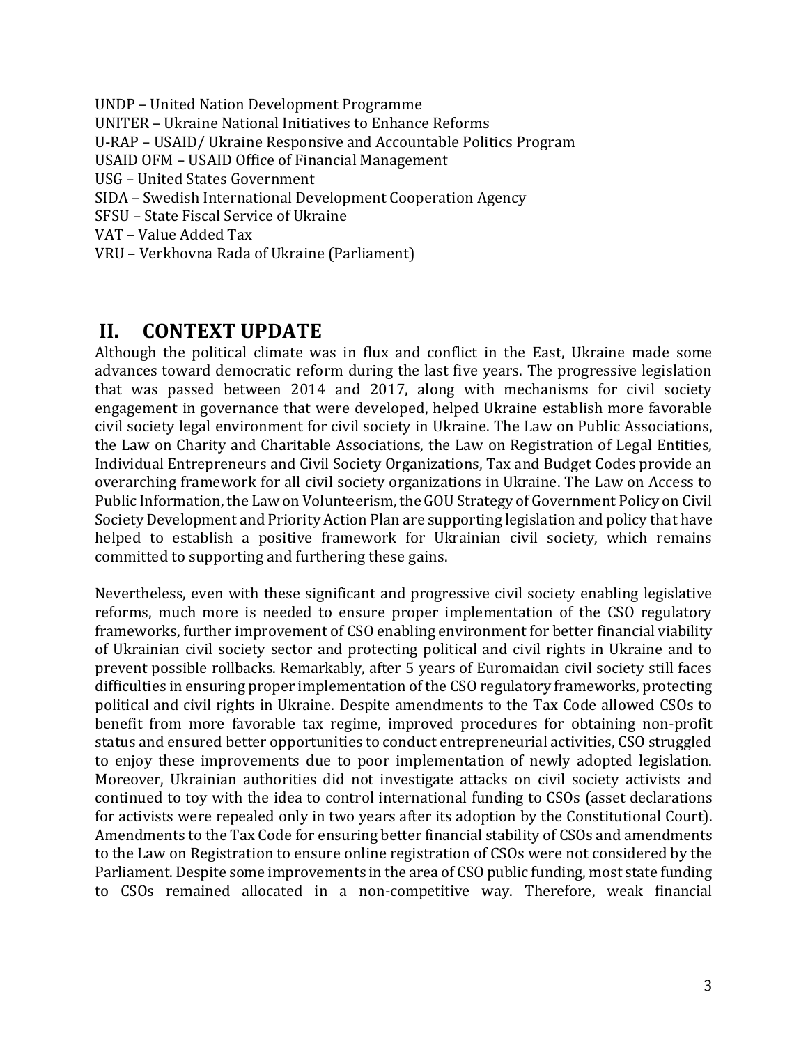UNDP – United Nation Development Programme
UNITER – Ukraine National Initiatives to Enhance Reforms
U-RAP – USAID/ Ukraine Responsive and Accountable Politics Program
USAID OFM – USAID Office of Financial Management
USG – United States Government
SIDA – Swedish International Development Cooperation Agency
SFSU – State Fiscal Service of Ukraine
VAT – Value Added Tax
VRU – Verkhovna Rada of Ukraine (Parliament)

## II. CONTEXT UPDATE

Although the political climate was in flux and conflict in the East, Ukraine made some advances toward democratic reform during the last five years. The progressive legislation that was passed between 2014 and 2017, along with mechanisms for civil society engagement in governance that were developed, helped Ukraine establish more favorable civil society legal environment for civil society in Ukraine. The Law on Public Associations, the Law on Charity and Charitable Associations, the Law on Registration of Legal Entities, Individual Entrepreneurs and Civil Society Organizations, Tax and Budget Codes provide an overarching framework for all civil society organizations in Ukraine. The Law on Access to Public Information, the Law on Volunteerism, the GOU Strategy of Government Policy on Civil Society Development and Priority Action Plan are supporting legislation and policy that have helped to establish a positive framework for Ukrainian civil society, which remains committed to supporting and furthering these gains.

Nevertheless, even with these significant and progressive civil society enabling legislative reforms, much more is needed to ensure proper implementation of the CSO regulatory frameworks, further improvement of CSO enabling environment for better financial viability of Ukrainian civil society sector and protecting political and civil rights in Ukraine and to prevent possible rollbacks. Remarkably, after 5 years of Euromaidan civil society still faces difficulties in ensuring proper implementation of the CSO regulatory frameworks, protecting political and civil rights in Ukraine. Despite amendments to the Tax Code allowed CSOs to benefit from more favorable tax regime, improved procedures for obtaining non-profit status and ensured better opportunities to conduct entrepreneurial activities, CSO struggled to enjoy these improvements due to poor implementation of newly adopted legislation. Moreover, Ukrainian authorities did not investigate attacks on civil society activists and continued to toy with the idea to control international funding to CSOs (asset declarations for activists were repealed only in two years after its adoption by the Constitutional Court). Amendments to the Tax Code for ensuring better financial stability of CSOs and amendments to the Law on Registration to ensure online registration of CSOs were not considered by the Parliament. Despite some improvements in the area of CSO public funding, most state funding to CSOs remained allocated in a non-competitive way. Therefore, weak financial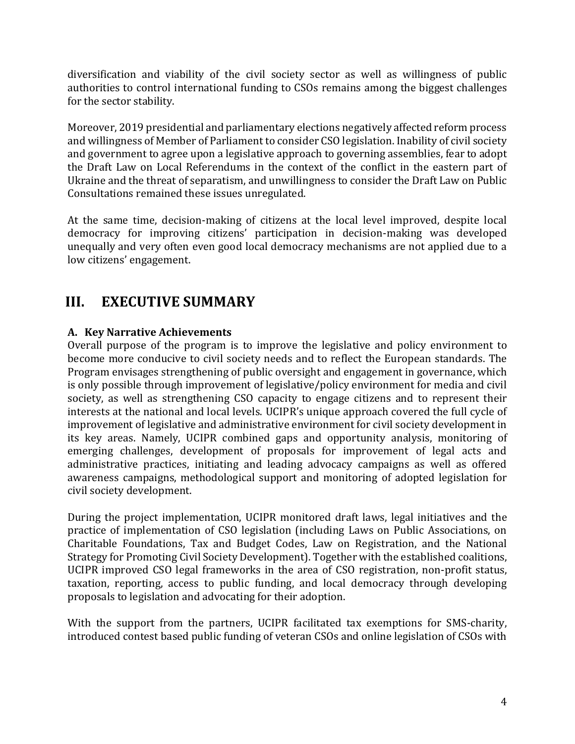diversification and viability of the civil society sector as well as willingness of public authorities to control international funding to CSOs remains among the biggest challenges for the sector stability.

Moreover, 2019 presidential and parliamentary elections negatively affected reform process and willingness of Member of Parliament to consider CSO legislation. Inability of civil society and government to agree upon a legislative approach to governing assemblies, fear to adopt the Draft Law on Local Referendums in the context of the conflict in the eastern part of Ukraine and the threat of separatism, and unwillingness to consider the Draft Law on Public Consultations remained these issues unregulated.

At the same time, decision-making of citizens at the local level improved, despite local democracy for improving citizens' participation in decision-making was developed unequally and very often even good local democracy mechanisms are not applied due to a low citizens' engagement.

# III. EXECUTIVE SUMMARY

### A. Key Narrative Achievements

Overall purpose of the program is to improve the legislative and policy environment to become more conducive to civil society needs and to reflect the European standards. The Program envisages strengthening of public oversight and engagement in governance, which is only possible through improvement of legislative/policy environment for media and civil society, as well as strengthening CSO capacity to engage citizens and to represent their interests at the national and local levels. UCIPR's unique approach covered the full cycle of improvement of legislative and administrative environment for civil society development in its key areas. Namely, UCIPR combined gaps and opportunity analysis, monitoring of emerging challenges, development of proposals for improvement of legal acts and administrative practices, initiating and leading advocacy campaigns as well as offered awareness campaigns, methodological support and monitoring of adopted legislation for civil society development.

During the project implementation, UCIPR monitored draft laws, legal initiatives and the practice of implementation of CSO legislation (including Laws on Public Associations, on Charitable Foundations, Tax and Budget Codes, Law on Registration, and the National Strategy for Promoting Civil Society Development). Together with the established coalitions, UCIPR improved CSO legal frameworks in the area of CSO registration, non-profit status, taxation, reporting, access to public funding, and local democracy through developing proposals to legislation and advocating for their adoption.

With the support from the partners, UCIPR facilitated tax exemptions for SMS-charity, introduced contest based public funding of veteran CSOs and online legislation of CSOs with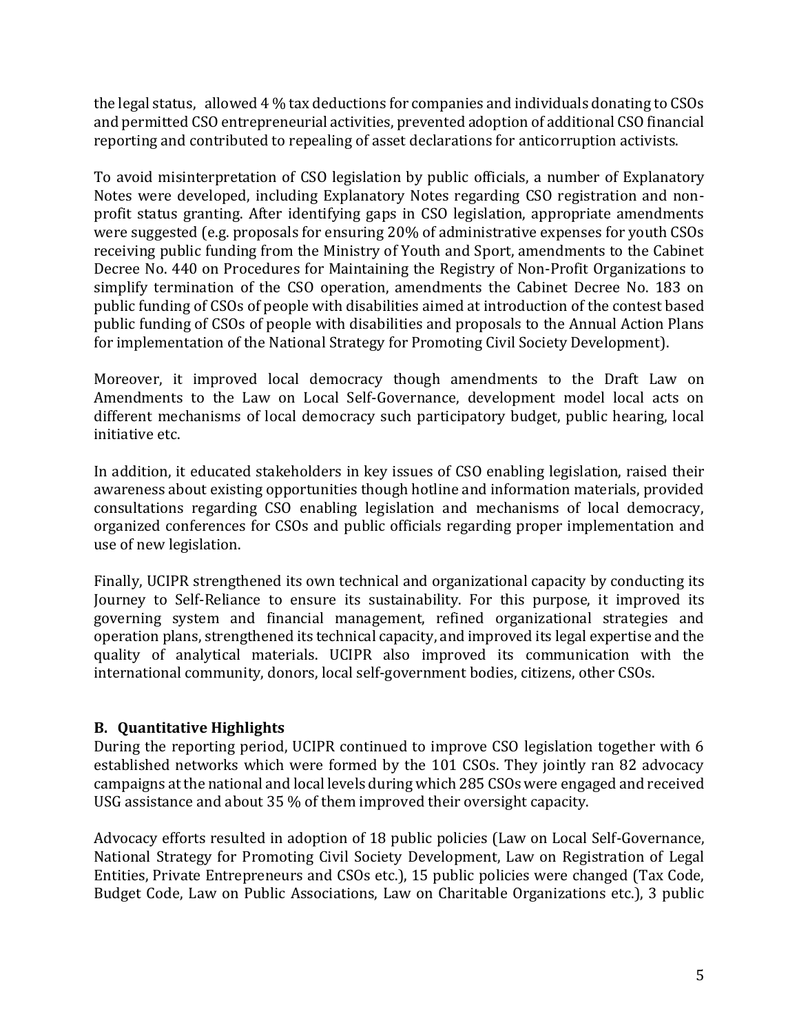the legal status, allowed 4 % tax deductions for companies and individuals donating to CSOs and permitted CSO entrepreneurial activities, prevented adoption of additional CSO financial reporting and contributed to repealing of asset declarations for anticorruption activists.

To avoid misinterpretation of CSO legislation by public officials, a number of Explanatory Notes were developed, including Explanatory Notes regarding CSO registration and non-profit status granting. After identifying gaps in CSO legislation, appropriate amendments were suggested (e.g. proposals for ensuring 20% of administrative expenses for youth CSOs receiving public funding from the Ministry of Youth and Sport, amendments to the Cabinet Decree No. 440 on Procedures for Maintaining the Registry of Non-Profit Organizations to simplify termination of the CSO operation, amendments the Cabinet Decree No. 183 on public funding of CSOs of people with disabilities aimed at introduction of the contest based public funding of CSOs of people with disabilities and proposals to the Annual Action Plans for implementation of the National Strategy for Promoting Civil Society Development).

Moreover, it improved local democracy though amendments to the Draft Law on Amendments to the Law on Local Self-Governance, development model local acts on different mechanisms of local democracy such participatory budget, public hearing, local initiative etc.

In addition, it educated stakeholders in key issues of CSO enabling legislation, raised their awareness about existing opportunities though hotline and information materials, provided consultations regarding CSO enabling legislation and mechanisms of local democracy, organized conferences for CSOs and public officials regarding proper implementation and use of new legislation.

Finally, UCIPR strengthened its own technical and organizational capacity by conducting its Journey to Self-Reliance to ensure its sustainability. For this purpose, it improved its governing system and financial management, refined organizational strategies and operation plans, strengthened its technical capacity, and improved its legal expertise and the quality of analytical materials. UCIPR also improved its communication with the international community, donors, local self-government bodies, citizens, other CSOs.

### B. Quantitative Highlights

During the reporting period, UCIPR continued to improve CSO legislation together with 6 established networks which were formed by the 101 CSOs. They jointly ran 82 advocacy campaigns at the national and local levels during which 285 CSOs were engaged and received USG assistance and about 35 % of them improved their oversight capacity.

Advocacy efforts resulted in adoption of 18 public policies (Law on Local Self-Governance, National Strategy for Promoting Civil Society Development, Law on Registration of Legal Entities, Private Entrepreneurs and CSOs etc.), 15 public policies were changed (Tax Code, Budget Code, Law on Public Associations, Law on Charitable Organizations etc.), 3 public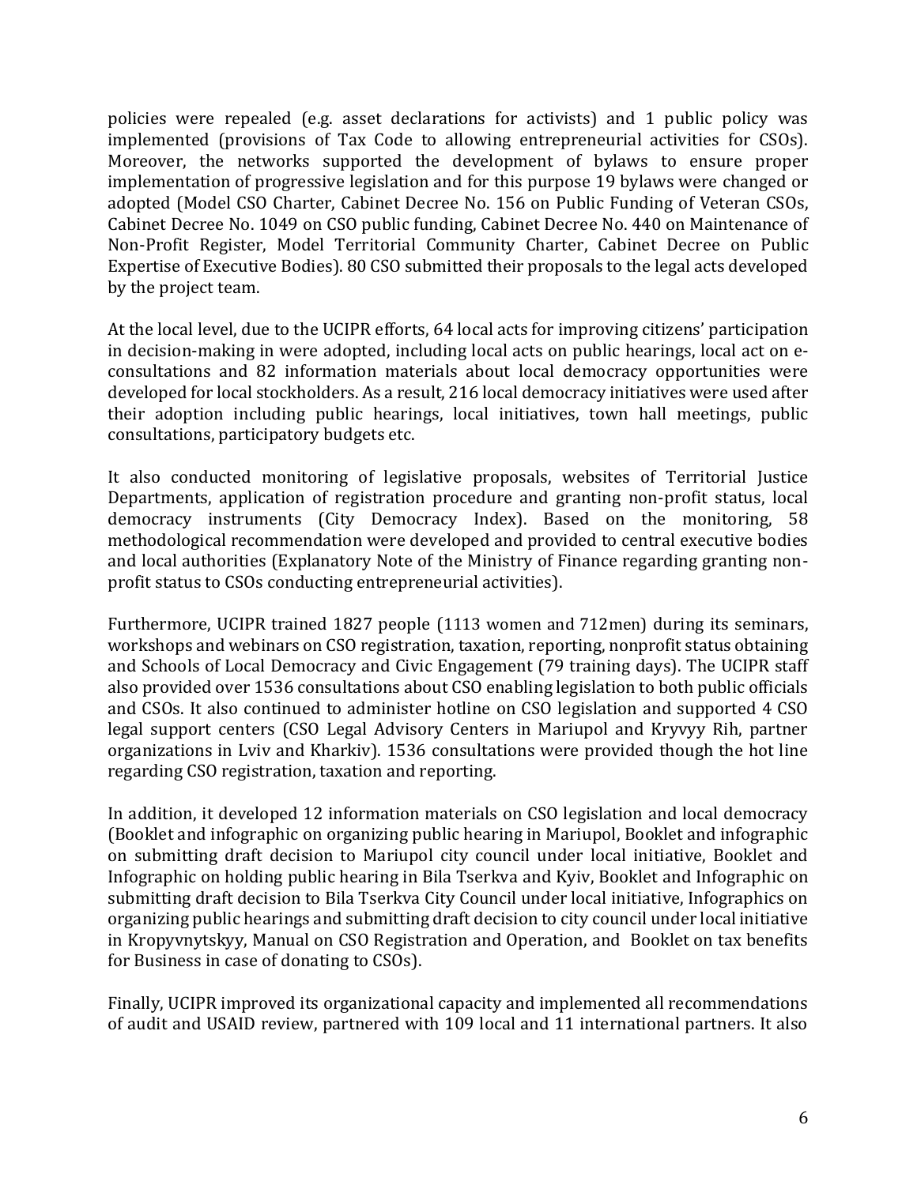policies were repealed (e.g. asset declarations for activists) and 1 public policy was implemented (provisions of Tax Code to allowing entrepreneurial activities for CSOs). Moreover, the networks supported the development of bylaws to ensure proper implementation of progressive legislation and for this purpose 19 bylaws were changed or adopted (Model CSO Charter, Cabinet Decree No. 156 on Public Funding of Veteran CSOs, Cabinet Decree No. 1049 on CSO public funding, Cabinet Decree No. 440 on Maintenance of Non-Profit Register, Model Territorial Community Charter, Cabinet Decree on Public Expertise of Executive Bodies). 80 CSO submitted their proposals to the legal acts developed by the project team.

At the local level, due to the UCIPR efforts, 64 local acts for improving citizens' participation in decision-making in were adopted, including local acts on public hearings, local act on e-consultations and 82 information materials about local democracy opportunities were developed for local stockholders. As a result, 216 local democracy initiatives were used after their adoption including public hearings, local initiatives, town hall meetings, public consultations, participatory budgets etc.

It also conducted monitoring of legislative proposals, websites of Territorial Justice Departments, application of registration procedure and granting non-profit status, local democracy instruments (City Democracy Index). Based on the monitoring, 58 methodological recommendation were developed and provided to central executive bodies and local authorities (Explanatory Note of the Ministry of Finance regarding granting non-profit status to CSOs conducting entrepreneurial activities).

Furthermore, UCIPR trained 1827 people (1113 women and 712men) during its seminars, workshops and webinars on CSO registration, taxation, reporting, nonprofit status obtaining and Schools of Local Democracy and Civic Engagement (79 training days). The UCIPR staff also provided over 1536 consultations about CSO enabling legislation to both public officials and CSOs. It also continued to administer hotline on CSO legislation and supported 4 CSO legal support centers (CSO Legal Advisory Centers in Mariupol and Kryvyy Rih, partner organizations in Lviv and Kharkiv). 1536 consultations were provided though the hot line regarding CSO registration, taxation and reporting.

In addition, it developed 12 information materials on CSO legislation and local democracy (Booklet and infographic on organizing public hearing in Mariupol, Booklet and infographic on submitting draft decision to Mariupol city council under local initiative, Booklet and Infographic on holding public hearing in Bila Tserkva and Kyiv, Booklet and Infographic on submitting draft decision to Bila Tserkva City Council under local initiative, Infographics on organizing public hearings and submitting draft decision to city council under local initiative in Kropyvnytskyy, Manual on CSO Registration and Operation, and Booklet on tax benefits for Business in case of donating to CSOs).

Finally, UCIPR improved its organizational capacity and implemented all recommendations of audit and USAID review, partnered with 109 local and 11 international partners. It also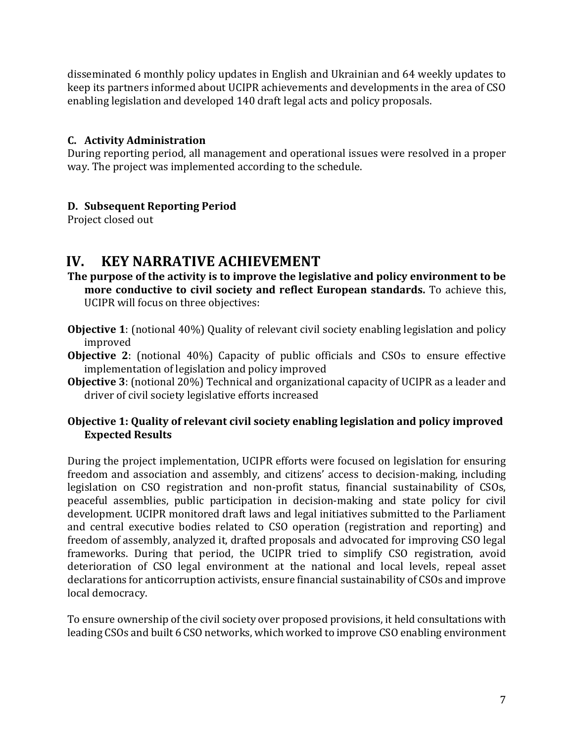disseminated 6 monthly policy updates in English and Ukrainian and 64 weekly updates to keep its partners informed about UCIPR achievements and developments in the area of CSO enabling legislation and developed 140 draft legal acts and policy proposals.

### C. Activity Administration

During reporting period, all management and operational issues were resolved in a proper way. The project was implemented according to the schedule.

### D. Subsequent Reporting Period

Project closed out

## IV. KEY NARRATIVE ACHIEVEMENT

**The purpose of the activity is to improve the legislative and policy environment to be more conductive to civil society and reflect European standards.** To achieve this, UCIPR will focus on three objectives:

**Objective 1**: (notional 40%) Quality of relevant civil society enabling legislation and policy improved

**Objective 2**: (notional 40%) Capacity of public officials and CSOs to ensure effective implementation of legislation and policy improved

**Objective 3**: (notional 20%) Technical and organizational capacity of UCIPR as a leader and driver of civil society legislative efforts increased

### Objective 1: Quality of relevant civil society enabling legislation and policy improved Expected Results

During the project implementation, UCIPR efforts were focused on legislation for ensuring freedom and association and assembly, and citizens' access to decision-making, including legislation on CSO registration and non-profit status, financial sustainability of CSOs, peaceful assemblies, public participation in decision-making and state policy for civil development. UCIPR monitored draft laws and legal initiatives submitted to the Parliament and central executive bodies related to CSO operation (registration and reporting) and freedom of assembly, analyzed it, drafted proposals and advocated for improving CSO legal frameworks. During that period, the UCIPR tried to simplify CSO registration, avoid deterioration of CSO legal environment at the national and local levels, repeal asset declarations for anticorruption activists, ensure financial sustainability of CSOs and improve local democracy.

To ensure ownership of the civil society over proposed provisions, it held consultations with leading CSOs and built 6 CSO networks, which worked to improve CSO enabling environment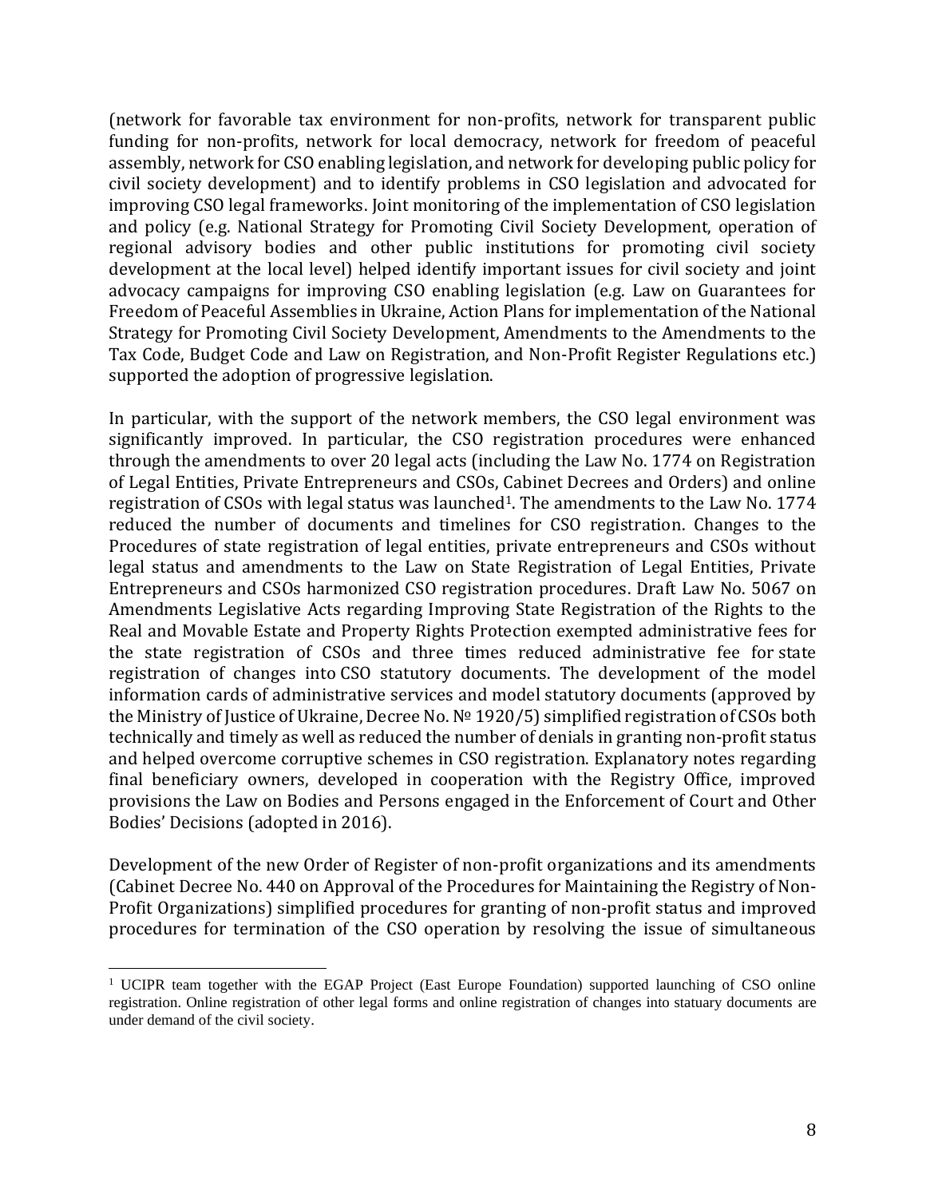(network for favorable tax environment for non-profits, network for transparent public funding for non-profits, network for local democracy, network for freedom of peaceful assembly, network for CSO enabling legislation, and network for developing public policy for civil society development) and to identify problems in CSO legislation and advocated for improving CSO legal frameworks. Joint monitoring of the implementation of CSO legislation and policy (e.g. National Strategy for Promoting Civil Society Development, operation of regional advisory bodies and other public institutions for promoting civil society development at the local level) helped identify important issues for civil society and joint advocacy campaigns for improving CSO enabling legislation (e.g. Law on Guarantees for Freedom of Peaceful Assemblies in Ukraine, Action Plans for implementation of the National Strategy for Promoting Civil Society Development, Amendments to the Amendments to the Tax Code, Budget Code and Law on Registration, and Non-Profit Register Regulations etc.) supported the adoption of progressive legislation.

In particular, with the support of the network members, the CSO legal environment was significantly improved. In particular, the CSO registration procedures were enhanced through the amendments to over 20 legal acts (including the Law No. 1774 on Registration of Legal Entities, Private Entrepreneurs and CSOs, Cabinet Decrees and Orders) and online registration of CSOs with legal status was launched[1]. The amendments to the Law No. 1774 reduced the number of documents and timelines for CSO registration. Changes to the Procedures of state registration of legal entities, private entrepreneurs and CSOs without legal status and amendments to the Law on State Registration of Legal Entities, Private Entrepreneurs and CSOs harmonized CSO registration procedures. Draft Law No. 5067 on Amendments Legislative Acts regarding Improving State Registration of the Rights to the Real and Movable Estate and Property Rights Protection exempted administrative fees for the state registration of CSOs and three times reduced administrative fee for state registration of changes into CSO statutory documents. The development of the model information cards of administrative services and model statutory documents (approved by the Ministry of Justice of Ukraine, Decree No. № 1920/5) simplified registration of CSOs both technically and timely as well as reduced the number of denials in granting non-profit status and helped overcome corruptive schemes in CSO registration. Explanatory notes regarding final beneficiary owners, developed in cooperation with the Registry Office, improved provisions the Law on Bodies and Persons engaged in the Enforcement of Court and Other Bodies' Decisions (adopted in 2016).

Development of the new Order of Register of non-profit organizations and its amendments (Cabinet Decree No. 440 on Approval of the Procedures for Maintaining the Registry of Non-Profit Organizations) simplified procedures for granting of non-profit status and improved procedures for termination of the CSO operation by resolving the issue of simultaneous

[1] UCIPR team together with the EGAP Project (East Europe Foundation) supported launching of CSO online registration. Online registration of other legal forms and online registration of changes into statuary documents are under demand of the civil society.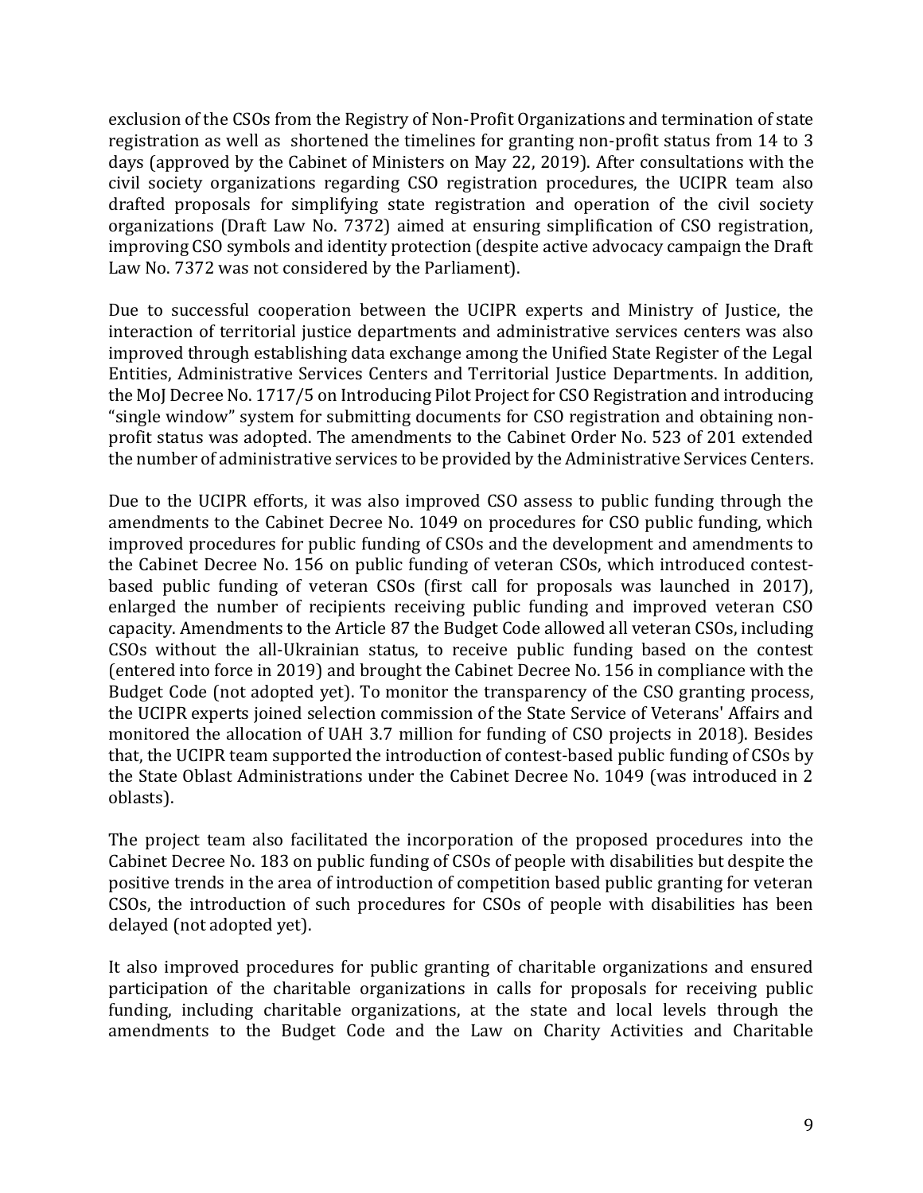exclusion of the CSOs from the Registry of Non-Profit Organizations and termination of state registration as well as shortened the timelines for granting non-profit status from 14 to 3 days (approved by the Cabinet of Ministers on May 22, 2019). After consultations with the civil society organizations regarding CSO registration procedures, the UCIPR team also drafted proposals for simplifying state registration and operation of the civil society organizations (Draft Law No. 7372) aimed at ensuring simplification of CSO registration, improving CSO symbols and identity protection (despite active advocacy campaign the Draft Law No. 7372 was not considered by the Parliament).

Due to successful cooperation between the UCIPR experts and Ministry of Justice, the interaction of territorial justice departments and administrative services centers was also improved through establishing data exchange among the Unified State Register of the Legal Entities, Administrative Services Centers and Territorial Justice Departments. In addition, the MoJ Decree No. 1717/5 on Introducing Pilot Project for CSO Registration and introducing "single window" system for submitting documents for CSO registration and obtaining non-profit status was adopted. The amendments to the Cabinet Order No. 523 of 201 extended the number of administrative services to be provided by the Administrative Services Centers.

Due to the UCIPR efforts, it was also improved CSO assess to public funding through the amendments to the Cabinet Decree No. 1049 on procedures for CSO public funding, which improved procedures for public funding of CSOs and the development and amendments to the Cabinet Decree No. 156 on public funding of veteran CSOs, which introduced contest-based public funding of veteran CSOs (first call for proposals was launched in 2017), enlarged the number of recipients receiving public funding and improved veteran CSO capacity. Amendments to the Article 87 the Budget Code allowed all veteran CSOs, including CSOs without the all-Ukrainian status, to receive public funding based on the contest (entered into force in 2019) and brought the Cabinet Decree No. 156 in compliance with the Budget Code (not adopted yet). To monitor the transparency of the CSO granting process, the UCIPR experts joined selection commission of the State Service of Veterans' Affairs and monitored the allocation of UAH 3.7 million for funding of CSO projects in 2018). Besides that, the UCIPR team supported the introduction of contest-based public funding of CSOs by the State Oblast Administrations under the Cabinet Decree No. 1049 (was introduced in 2 oblasts).

The project team also facilitated the incorporation of the proposed procedures into the Cabinet Decree No. 183 on public funding of CSOs of people with disabilities but despite the positive trends in the area of introduction of competition based public granting for veteran CSOs, the introduction of such procedures for CSOs of people with disabilities has been delayed (not adopted yet).

It also improved procedures for public granting of charitable organizations and ensured participation of the charitable organizations in calls for proposals for receiving public funding, including charitable organizations, at the state and local levels through the amendments to the Budget Code and the Law on Charity Activities and Charitable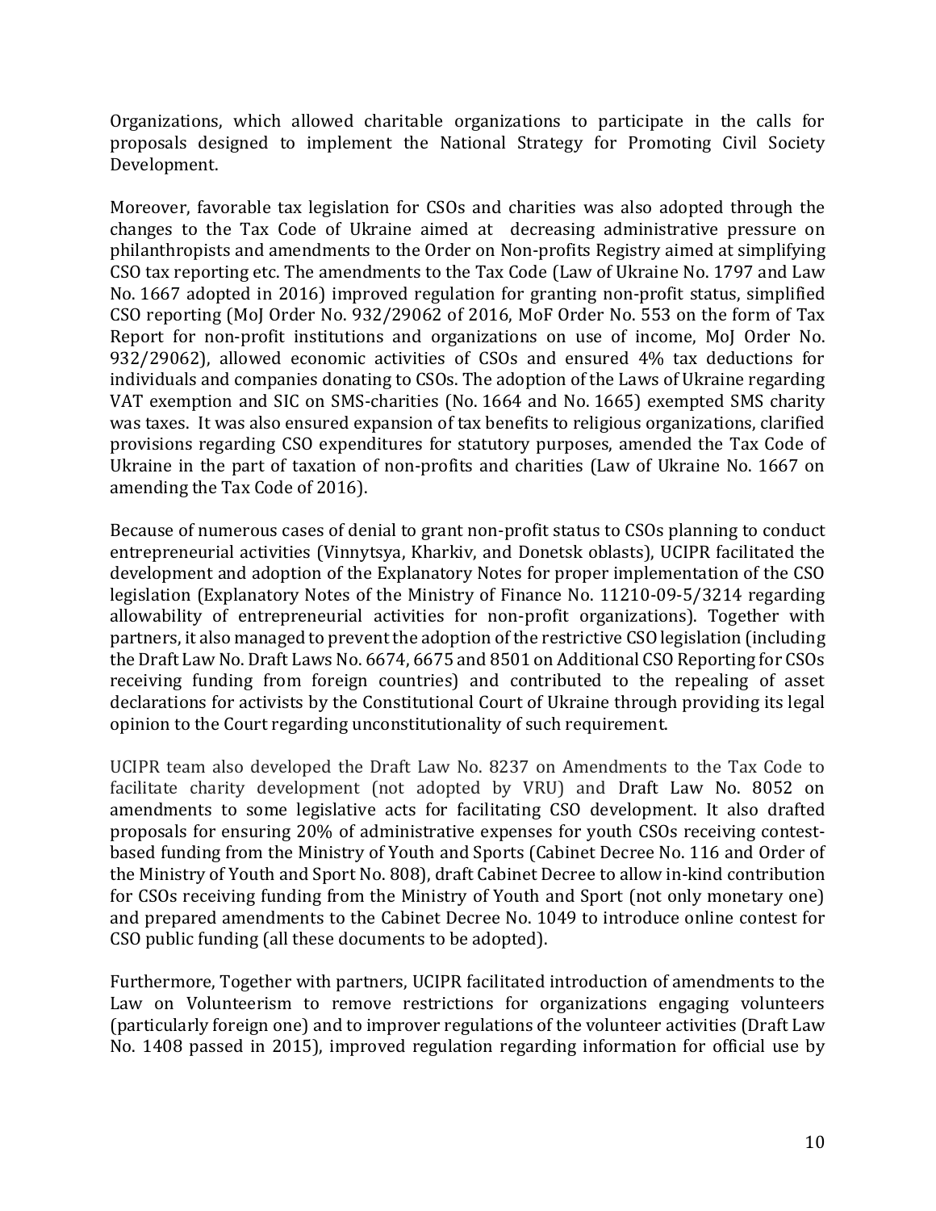Organizations, which allowed charitable organizations to participate in the calls for proposals designed to implement the National Strategy for Promoting Civil Society Development.

Moreover, favorable tax legislation for CSOs and charities was also adopted through the changes to the Tax Code of Ukraine aimed at decreasing administrative pressure on philanthropists and amendments to the Order on Non-profits Registry aimed at simplifying CSO tax reporting etc. The amendments to the Tax Code (Law of Ukraine No. 1797 and Law No. 1667 adopted in 2016) improved regulation for granting non-profit status, simplified CSO reporting (MoJ Order No. 932/29062 of 2016, MoF Order No. 553 on the form of Tax Report for non-profit institutions and organizations on use of income, MoJ Order No. 932/29062), allowed economic activities of CSOs and ensured 4% tax deductions for individuals and companies donating to CSOs. The adoption of the Laws of Ukraine regarding VAT exemption and SIC on SMS-charities (No. 1664 and No. 1665) exempted SMS charity was taxes. It was also ensured expansion of tax benefits to religious organizations, clarified provisions regarding CSO expenditures for statutory purposes, amended the Tax Code of Ukraine in the part of taxation of non-profits and charities (Law of Ukraine No. 1667 on amending the Tax Code of 2016).

Because of numerous cases of denial to grant non-profit status to CSOs planning to conduct entrepreneurial activities (Vinnytsya, Kharkiv, and Donetsk oblasts), UCIPR facilitated the development and adoption of the Explanatory Notes for proper implementation of the CSO legislation (Explanatory Notes of the Ministry of Finance No. 11210-09-5/3214 regarding allowability of entrepreneurial activities for non-profit organizations). Together with partners, it also managed to prevent the adoption of the restrictive CSO legislation (including the Draft Law No. Draft Laws No. 6674, 6675 and 8501 on Additional CSO Reporting for CSOs receiving funding from foreign countries) and contributed to the repealing of asset declarations for activists by the Constitutional Court of Ukraine through providing its legal opinion to the Court regarding unconstitutionality of such requirement.

UCIPR team also developed the Draft Law No. 8237 on Amendments to the Tax Code to facilitate charity development (not adopted by VRU) and Draft Law No. 8052 on amendments to some legislative acts for facilitating CSO development. It also drafted proposals for ensuring 20% of administrative expenses for youth CSOs receiving contest-based funding from the Ministry of Youth and Sports (Cabinet Decree No. 116 and Order of the Ministry of Youth and Sport No. 808), draft Cabinet Decree to allow in-kind contribution for CSOs receiving funding from the Ministry of Youth and Sport (not only monetary one) and prepared amendments to the Cabinet Decree No. 1049 to introduce online contest for CSO public funding (all these documents to be adopted).

Furthermore, Together with partners, UCIPR facilitated introduction of amendments to the Law on Volunteerism to remove restrictions for organizations engaging volunteers (particularly foreign one) and to improver regulations of the volunteer activities (Draft Law No. 1408 passed in 2015), improved regulation regarding information for official use by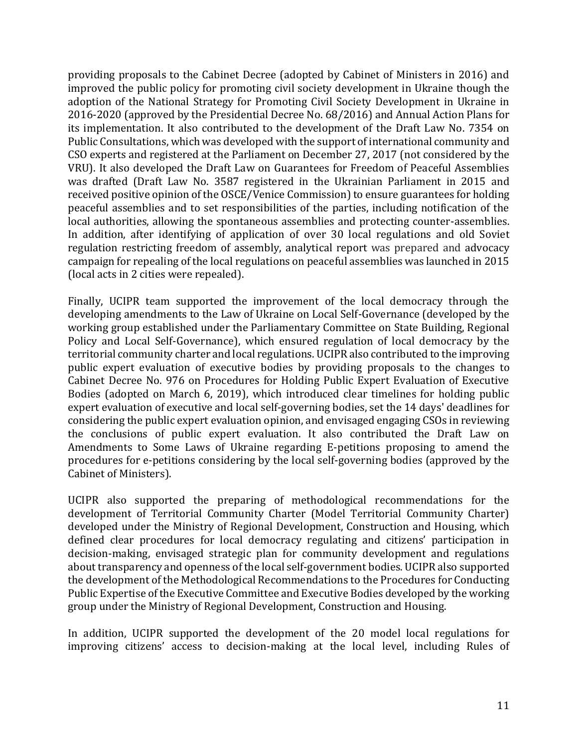providing proposals to the Cabinet Decree (adopted by Cabinet of Ministers in 2016) and improved the public policy for promoting civil society development in Ukraine though the adoption of the National Strategy for Promoting Civil Society Development in Ukraine in 2016-2020 (approved by the Presidential Decree No. 68/2016) and Annual Action Plans for its implementation. It also contributed to the development of the Draft Law No. 7354 on Public Consultations, which was developed with the support of international community and CSO experts and registered at the Parliament on December 27, 2017 (not considered by the VRU). It also developed the Draft Law on Guarantees for Freedom of Peaceful Assemblies was drafted (Draft Law No. 3587 registered in the Ukrainian Parliament in 2015 and received positive opinion of the OSCE/Venice Commission) to ensure guarantees for holding peaceful assemblies and to set responsibilities of the parties, including notification of the local authorities, allowing the spontaneous assemblies and protecting counter-assemblies. In addition, after identifying of application of over 30 local regulations and old Soviet regulation restricting freedom of assembly, analytical report was prepared and advocacy campaign for repealing of the local regulations on peaceful assemblies was launched in 2015 (local acts in 2 cities were repealed).

Finally, UCIPR team supported the improvement of the local democracy through the developing amendments to the Law of Ukraine on Local Self-Governance (developed by the working group established under the Parliamentary Committee on State Building, Regional Policy and Local Self-Governance), which ensured regulation of local democracy by the territorial community charter and local regulations. UCIPR also contributed to the improving public expert evaluation of executive bodies by providing proposals to the changes to Cabinet Decree No. 976 on Procedures for Holding Public Expert Evaluation of Executive Bodies (adopted on March 6, 2019), which introduced clear timelines for holding public expert evaluation of executive and local self-governing bodies, set the 14 days' deadlines for considering the public expert evaluation opinion, and envisaged engaging CSOs in reviewing the conclusions of public expert evaluation. It also contributed the Draft Law on Amendments to Some Laws of Ukraine regarding E-petitions proposing to amend the procedures for e-petitions considering by the local self-governing bodies (approved by the Cabinet of Ministers).

UCIPR also supported the preparing of methodological recommendations for the development of Territorial Community Charter (Model Territorial Community Charter) developed under the Ministry of Regional Development, Construction and Housing, which defined clear procedures for local democracy regulating and citizens' participation in decision-making, envisaged strategic plan for community development and regulations about transparency and openness of the local self-government bodies. UCIPR also supported the development of the Methodological Recommendations to the Procedures for Conducting Public Expertise of the Executive Committee and Executive Bodies developed by the working group under the Ministry of Regional Development, Construction and Housing.

In addition, UCIPR supported the development of the 20 model local regulations for improving citizens' access to decision-making at the local level, including Rules of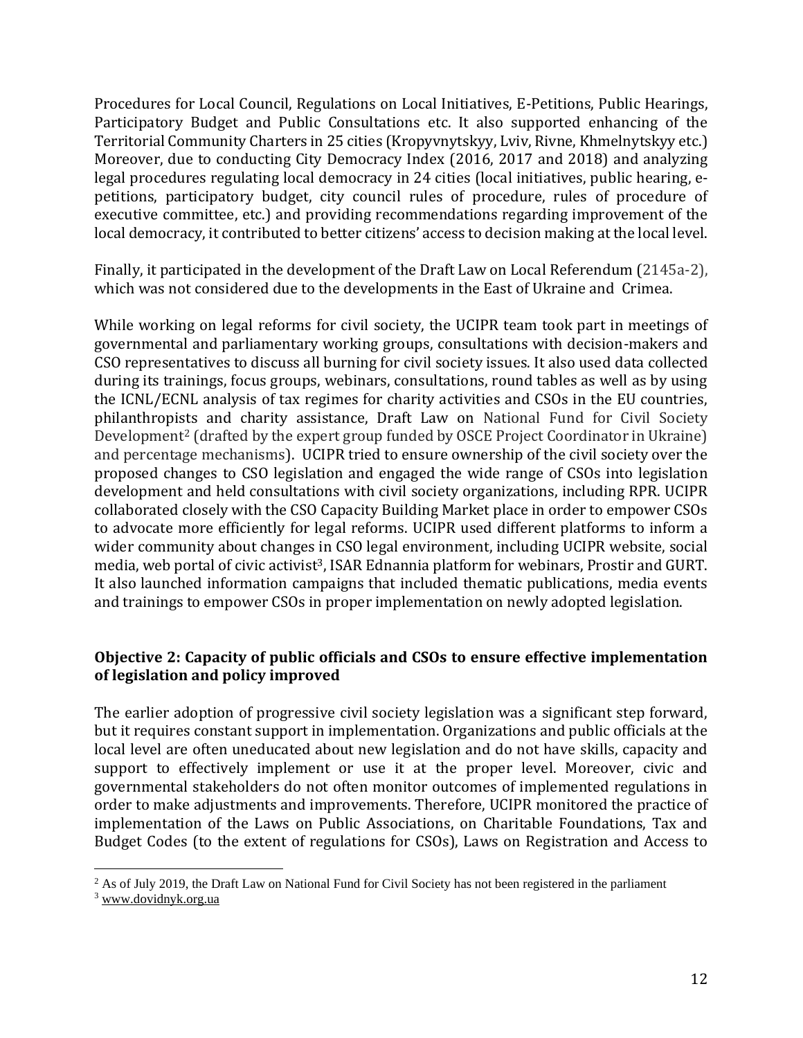Procedures for Local Council, Regulations on Local Initiatives, E-Petitions, Public Hearings, Participatory Budget and Public Consultations etc. It also supported enhancing of the Territorial Community Charters in 25 cities (Kropyvnytskyy, Lviv, Rivne, Khmelnytskyy etc.) Moreover, due to conducting City Democracy Index (2016, 2017 and 2018) and analyzing legal procedures regulating local democracy in 24 cities (local initiatives, public hearing, e-petitions, participatory budget, city council rules of procedure, rules of procedure of executive committee, etc.) and providing recommendations regarding improvement of the local democracy, it contributed to better citizens' access to decision making at the local level.

Finally, it participated in the development of the Draft Law on Local Referendum (2145a-2), which was not considered due to the developments in the East of Ukraine and Crimea.

While working on legal reforms for civil society, the UCIPR team took part in meetings of governmental and parliamentary working groups, consultations with decision-makers and CSO representatives to discuss all burning for civil society issues. It also used data collected during its trainings, focus groups, webinars, consultations, round tables as well as by using the ICNL/ECNL analysis of tax regimes for charity activities and CSOs in the EU countries, philanthropists and charity assistance, Draft Law on National Fund for Civil Society Development[2] (drafted by the expert group funded by OSCE Project Coordinator in Ukraine) and percentage mechanisms). UCIPR tried to ensure ownership of the civil society over the proposed changes to CSO legislation and engaged the wide range of CSOs into legislation development and held consultations with civil society organizations, including RPR. UCIPR collaborated closely with the CSO Capacity Building Market place in order to empower CSOs to advocate more efficiently for legal reforms. UCIPR used different platforms to inform a wider community about changes in CSO legal environment, including UCIPR website, social media, web portal of civic activist[3], ISAR Ednannia platform for webinars, Prostir and GURT. It also launched information campaigns that included thematic publications, media events and trainings to empower CSOs in proper implementation on newly adopted legislation.

### Objective 2: Capacity of public officials and CSOs to ensure effective implementation of legislation and policy improved

The earlier adoption of progressive civil society legislation was a significant step forward, but it requires constant support in implementation. Organizations and public officials at the local level are often uneducated about new legislation and do not have skills, capacity and support to effectively implement or use it at the proper level. Moreover, civic and governmental stakeholders do not often monitor outcomes of implemented regulations in order to make adjustments and improvements. Therefore, UCIPR monitored the practice of implementation of the Laws on Public Associations, on Charitable Foundations, Tax and Budget Codes (to the extent of regulations for CSOs), Laws on Registration and Access to

---

[2] As of July 2019, the Draft Law on National Fund for Civil Society has not been registered in the parliament

[3] www.dovidnyk.org.ua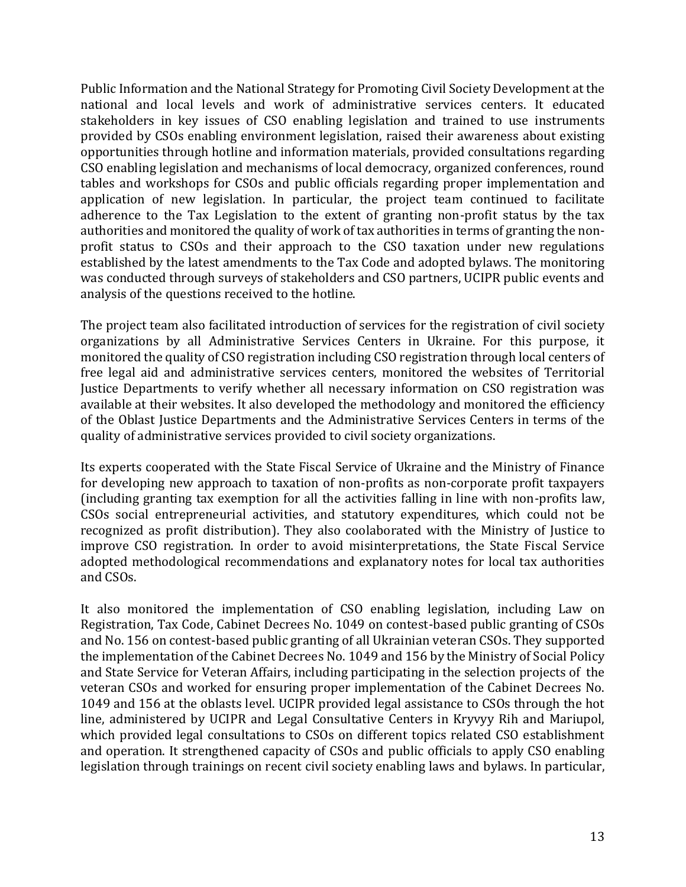Public Information and the National Strategy for Promoting Civil Society Development at the national and local levels and work of administrative services centers. It educated stakeholders in key issues of CSO enabling legislation and trained to use instruments provided by CSOs enabling environment legislation, raised their awareness about existing opportunities through hotline and information materials, provided consultations regarding CSO enabling legislation and mechanisms of local democracy, organized conferences, round tables and workshops for CSOs and public officials regarding proper implementation and application of new legislation. In particular, the project team continued to facilitate adherence to the Tax Legislation to the extent of granting non-profit status by the tax authorities and monitored the quality of work of tax authorities in terms of granting the non-profit status to CSOs and their approach to the CSO taxation under new regulations established by the latest amendments to the Tax Code and adopted bylaws. The monitoring was conducted through surveys of stakeholders and CSO partners, UCIPR public events and analysis of the questions received to the hotline.

The project team also facilitated introduction of services for the registration of civil society organizations by all Administrative Services Centers in Ukraine. For this purpose, it monitored the quality of CSO registration including CSO registration through local centers of free legal aid and administrative services centers, monitored the websites of Territorial Justice Departments to verify whether all necessary information on CSO registration was available at their websites. It also developed the methodology and monitored the efficiency of the Oblast Justice Departments and the Administrative Services Centers in terms of the quality of administrative services provided to civil society organizations.

Its experts cooperated with the State Fiscal Service of Ukraine and the Ministry of Finance for developing new approach to taxation of non-profits as non-corporate profit taxpayers (including granting tax exemption for all the activities falling in line with non-profits law, CSOs social entrepreneurial activities, and statutory expenditures, which could not be recognized as profit distribution). They also coolaborated with the Ministry of Justice to improve CSO registration. In order to avoid misinterpretations, the State Fiscal Service adopted methodological recommendations and explanatory notes for local tax authorities and CSOs.

It also monitored the implementation of CSO enabling legislation, including Law on Registration, Tax Code, Cabinet Decrees No. 1049 on contest-based public granting of CSOs and No. 156 on contest-based public granting of all Ukrainian veteran CSOs. They supported the implementation of the Cabinet Decrees No. 1049 and 156 by the Ministry of Social Policy and State Service for Veteran Affairs, including participating in the selection projects of the veteran CSOs and worked for ensuring proper implementation of the Cabinet Decrees No. 1049 and 156 at the oblasts level. UCIPR provided legal assistance to CSOs through the hot line, administered by UCIPR and Legal Consultative Centers in Kryvyy Rih and Mariupol, which provided legal consultations to CSOs on different topics related CSO establishment and operation. It strengthened capacity of CSOs and public officials to apply CSO enabling legislation through trainings on recent civil society enabling laws and bylaws. In particular,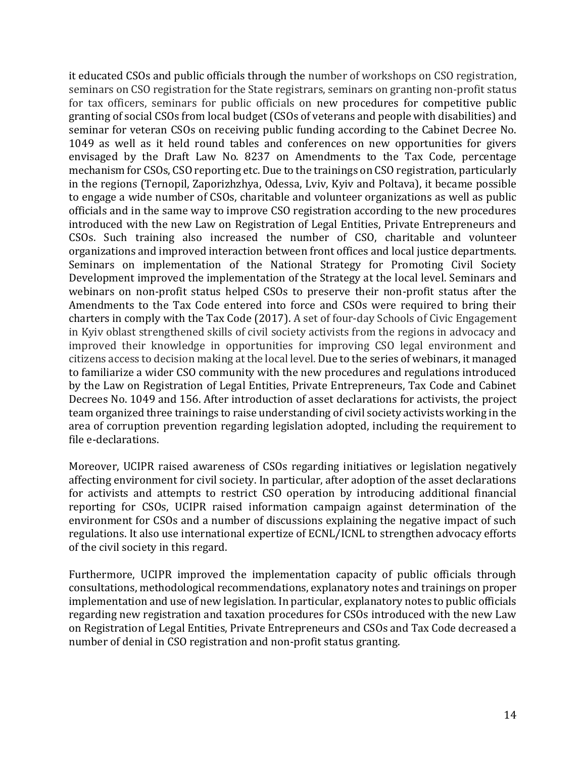it educated CSOs and public officials through the number of workshops on CSO registration, seminars on CSO registration for the State registrars, seminars on granting non-profit status for tax officers, seminars for public officials on new procedures for competitive public granting of social CSOs from local budget (CSOs of veterans and people with disabilities) and seminar for veteran CSOs on receiving public funding according to the Cabinet Decree No. 1049 as well as it held round tables and conferences on new opportunities for givers envisaged by the Draft Law No. 8237 on Amendments to the Tax Code, percentage mechanism for CSOs, CSO reporting etc. Due to the trainings on CSO registration, particularly in the regions (Ternopil, Zaporizhzhya, Odessa, Lviv, Kyiv and Poltava), it became possible to engage a wide number of CSOs, charitable and volunteer organizations as well as public officials and in the same way to improve CSO registration according to the new procedures introduced with the new Law on Registration of Legal Entities, Private Entrepreneurs and CSOs. Such training also increased the number of CSO, charitable and volunteer organizations and improved interaction between front offices and local justice departments. Seminars on implementation of the National Strategy for Promoting Civil Society Development improved the implementation of the Strategy at the local level. Seminars and webinars on non-profit status helped CSOs to preserve their non-profit status after the Amendments to the Tax Code entered into force and CSOs were required to bring their charters in comply with the Tax Code (2017). A set of four-day Schools of Civic Engagement in Kyiv oblast strengthened skills of civil society activists from the regions in advocacy and improved their knowledge in opportunities for improving CSO legal environment and citizens access to decision making at the local level. Due to the series of webinars, it managed to familiarize a wider CSO community with the new procedures and regulations introduced by the Law on Registration of Legal Entities, Private Entrepreneurs, Tax Code and Cabinet Decrees No. 1049 and 156. After introduction of asset declarations for activists, the project team organized three trainings to raise understanding of civil society activists working in the area of corruption prevention regarding legislation adopted, including the requirement to file e-declarations.

Moreover, UCIPR raised awareness of CSOs regarding initiatives or legislation negatively affecting environment for civil society. In particular, after adoption of the asset declarations for activists and attempts to restrict CSO operation by introducing additional financial reporting for CSOs, UCIPR raised information campaign against determination of the environment for CSOs and a number of discussions explaining the negative impact of such regulations. It also use international expertize of ECNL/ICNL to strengthen advocacy efforts of the civil society in this regard.

Furthermore, UCIPR improved the implementation capacity of public officials through consultations, methodological recommendations, explanatory notes and trainings on proper implementation and use of new legislation. In particular, explanatory notes to public officials regarding new registration and taxation procedures for CSOs introduced with the new Law on Registration of Legal Entities, Private Entrepreneurs and CSOs and Tax Code decreased a number of denial in CSO registration and non-profit status granting.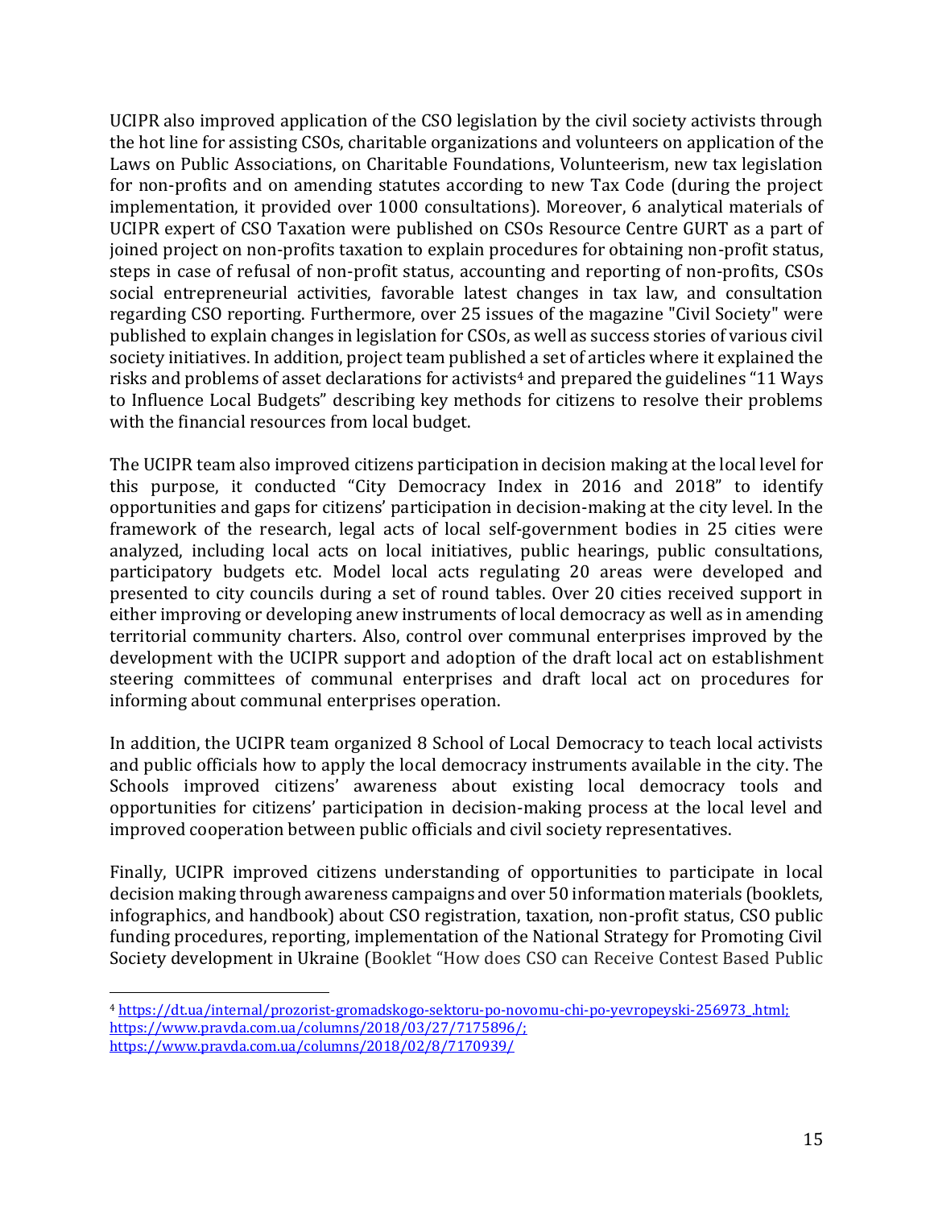UCIPR also improved application of the CSO legislation by the civil society activists through the hot line for assisting CSOs, charitable organizations and volunteers on application of the Laws on Public Associations, on Charitable Foundations, Volunteerism, new tax legislation for non-profits and on amending statutes according to new Tax Code (during the project implementation, it provided over 1000 consultations). Moreover, 6 analytical materials of UCIPR expert of CSO Taxation were published on CSOs Resource Centre GURT as a part of joined project on non-profits taxation to explain procedures for obtaining non-profit status, steps in case of refusal of non-profit status, accounting and reporting of non-profits, CSOs social entrepreneurial activities, favorable latest changes in tax law, and consultation regarding CSO reporting. Furthermore, over 25 issues of the magazine "Civil Society" were published to explain changes in legislation for CSOs, as well as success stories of various civil society initiatives. In addition, project team published a set of articles where it explained the risks and problems of asset declarations for activists[4] and prepared the guidelines "11 Ways to Influence Local Budgets" describing key methods for citizens to resolve their problems with the financial resources from local budget.

The UCIPR team also improved citizens participation in decision making at the local level for this purpose, it conducted "City Democracy Index in 2016 and 2018" to identify opportunities and gaps for citizens' participation in decision-making at the city level. In the framework of the research, legal acts of local self-government bodies in 25 cities were analyzed, including local acts on local initiatives, public hearings, public consultations, participatory budgets etc. Model local acts regulating 20 areas were developed and presented to city councils during a set of round tables. Over 20 cities received support in either improving or developing anew instruments of local democracy as well as in amending territorial community charters. Also, control over communal enterprises improved by the development with the UCIPR support and adoption of the draft local act on establishment steering committees of communal enterprises and draft local act on procedures for informing about communal enterprises operation.

In addition, the UCIPR team organized 8 School of Local Democracy to teach local activists and public officials how to apply the local democracy instruments available in the city. The Schools improved citizens' awareness about existing local democracy tools and opportunities for citizens' participation in decision-making process at the local level and improved cooperation between public officials and civil society representatives.

Finally, UCIPR improved citizens understanding of opportunities to participate in local decision making through awareness campaigns and over 50 information materials (booklets, infographics, and handbook) about CSO registration, taxation, non-profit status, CSO public funding procedures, reporting, implementation of the National Strategy for Promoting Civil Society development in Ukraine (Booklet "How does CSO can Receive Contest Based Public

---

[4] https://dt.ua/internal/prozorist-gromadskogo-sektoru-po-novomu-chi-po-yevropeyski-256973_.html; https://www.pravda.com.ua/columns/2018/03/27/7175896/; https://www.pravda.com.ua/columns/2018/02/8/7170939/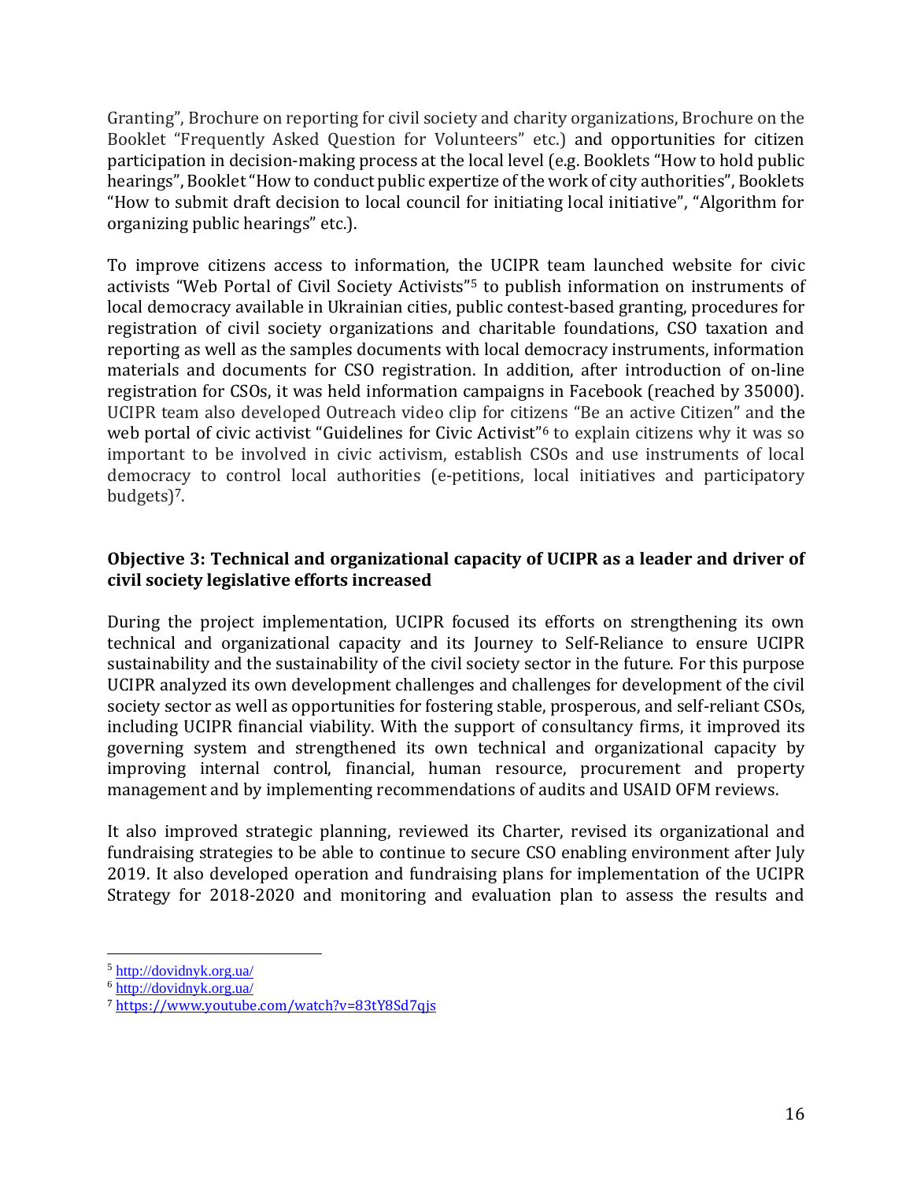Granting", Brochure on reporting for civil society and charity organizations, Brochure on the Booklet "Frequently Asked Question for Volunteers" etc.) and opportunities for citizen participation in decision-making process at the local level (e.g. Booklets "How to hold public hearings", Booklet "How to conduct public expertize of the work of city authorities", Booklets "How to submit draft decision to local council for initiating local initiative", "Algorithm for organizing public hearings" etc.).

To improve citizens access to information, the UCIPR team launched website for civic activists "Web Portal of Civil Society Activists"[5] to publish information on instruments of local democracy available in Ukrainian cities, public contest-based granting, procedures for registration of civil society organizations and charitable foundations, CSO taxation and reporting as well as the samples documents with local democracy instruments, information materials and documents for CSO registration. In addition, after introduction of on-line registration for CSOs, it was held information campaigns in Facebook (reached by 35000). UCIPR team also developed Outreach video clip for citizens "Be an active Citizen" and the web portal of civic activist "Guidelines for Civic Activist"[6] to explain citizens why it was so important to be involved in civic activism, establish CSOs and use instruments of local democracy to control local authorities (e-petitions, local initiatives and participatory budgets)[7].

### Objective 3: Technical and organizational capacity of UCIPR as a leader and driver of civil society legislative efforts increased

During the project implementation, UCIPR focused its efforts on strengthening its own technical and organizational capacity and its Journey to Self-Reliance to ensure UCIPR sustainability and the sustainability of the civil society sector in the future. For this purpose UCIPR analyzed its own development challenges and challenges for development of the civil society sector as well as opportunities for fostering stable, prosperous, and self-reliant CSOs, including UCIPR financial viability. With the support of consultancy firms, it improved its governing system and strengthened its own technical and organizational capacity by improving internal control, financial, human resource, procurement and property management and by implementing recommendations of audits and USAID OFM reviews.

It also improved strategic planning, reviewed its Charter, revised its organizational and fundraising strategies to be able to continue to secure CSO enabling environment after July 2019. It also developed operation and fundraising plans for implementation of the UCIPR Strategy for 2018-2020 and monitoring and evaluation plan to assess the results and

[5] http://dovidnyk.org.ua/
[6] http://dovidnyk.org.ua/
[7] https://www.youtube.com/watch?v=83tY8Sd7qjs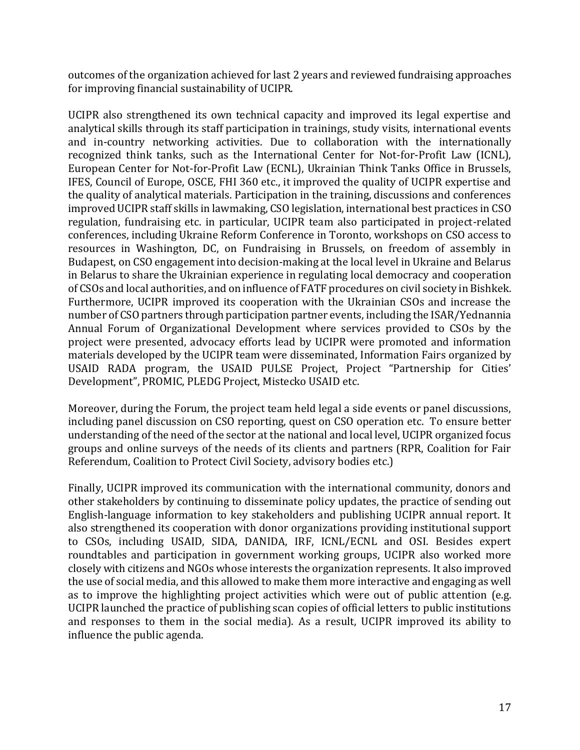outcomes of the organization achieved for last 2 years and reviewed fundraising approaches for improving financial sustainability of UCIPR.

UCIPR also strengthened its own technical capacity and improved its legal expertise and analytical skills through its staff participation in trainings, study visits, international events and in-country networking activities. Due to collaboration with the internationally recognized think tanks, such as the International Center for Not-for-Profit Law (ICNL), European Center for Not-for-Profit Law (ECNL), Ukrainian Think Tanks Office in Brussels, IFES, Council of Europe, OSCE, FHI 360 etc., it improved the quality of UCIPR expertise and the quality of analytical materials. Participation in the training, discussions and conferences improved UCIPR staff skills in lawmaking, CSO legislation, international best practices in CSO regulation, fundraising etc. in particular, UCIPR team also participated in project-related conferences, including Ukraine Reform Conference in Toronto, workshops on CSO access to resources in Washington, DC, on Fundraising in Brussels, on freedom of assembly in Budapest, on CSO engagement into decision-making at the local level in Ukraine and Belarus in Belarus to share the Ukrainian experience in regulating local democracy and cooperation of CSOs and local authorities, and on influence of FATF procedures on civil society in Bishkek. Furthermore, UCIPR improved its cooperation with the Ukrainian CSOs and increase the number of CSO partners through participation partner events, including the ISAR/Yednannia Annual Forum of Organizational Development where services provided to CSOs by the project were presented, advocacy efforts lead by UCIPR were promoted and information materials developed by the UCIPR team were disseminated, Information Fairs organized by USAID RADA program, the USAID PULSE Project, Project "Partnership for Cities' Development", PROMIC, PLEDG Project, Mistecko USAID etc.

Moreover, during the Forum, the project team held legal a side events or panel discussions, including panel discussion on CSO reporting, quest on CSO operation etc. To ensure better understanding of the need of the sector at the national and local level, UCIPR organized focus groups and online surveys of the needs of its clients and partners (RPR, Coalition for Fair Referendum, Coalition to Protect Civil Society, advisory bodies etc.)

Finally, UCIPR improved its communication with the international community, donors and other stakeholders by continuing to disseminate policy updates, the practice of sending out English-language information to key stakeholders and publishing UCIPR annual report. It also strengthened its cooperation with donor organizations providing institutional support to CSOs, including USAID, SIDA, DANIDA, IRF, ICNL/ECNL and OSI. Besides expert roundtables and participation in government working groups, UCIPR also worked more closely with citizens and NGOs whose interests the organization represents. It also improved the use of social media, and this allowed to make them more interactive and engaging as well as to improve the highlighting project activities which were out of public attention (e.g. UCIPR launched the practice of publishing scan copies of official letters to public institutions and responses to them in the social media). As a result, UCIPR improved its ability to influence the public agenda.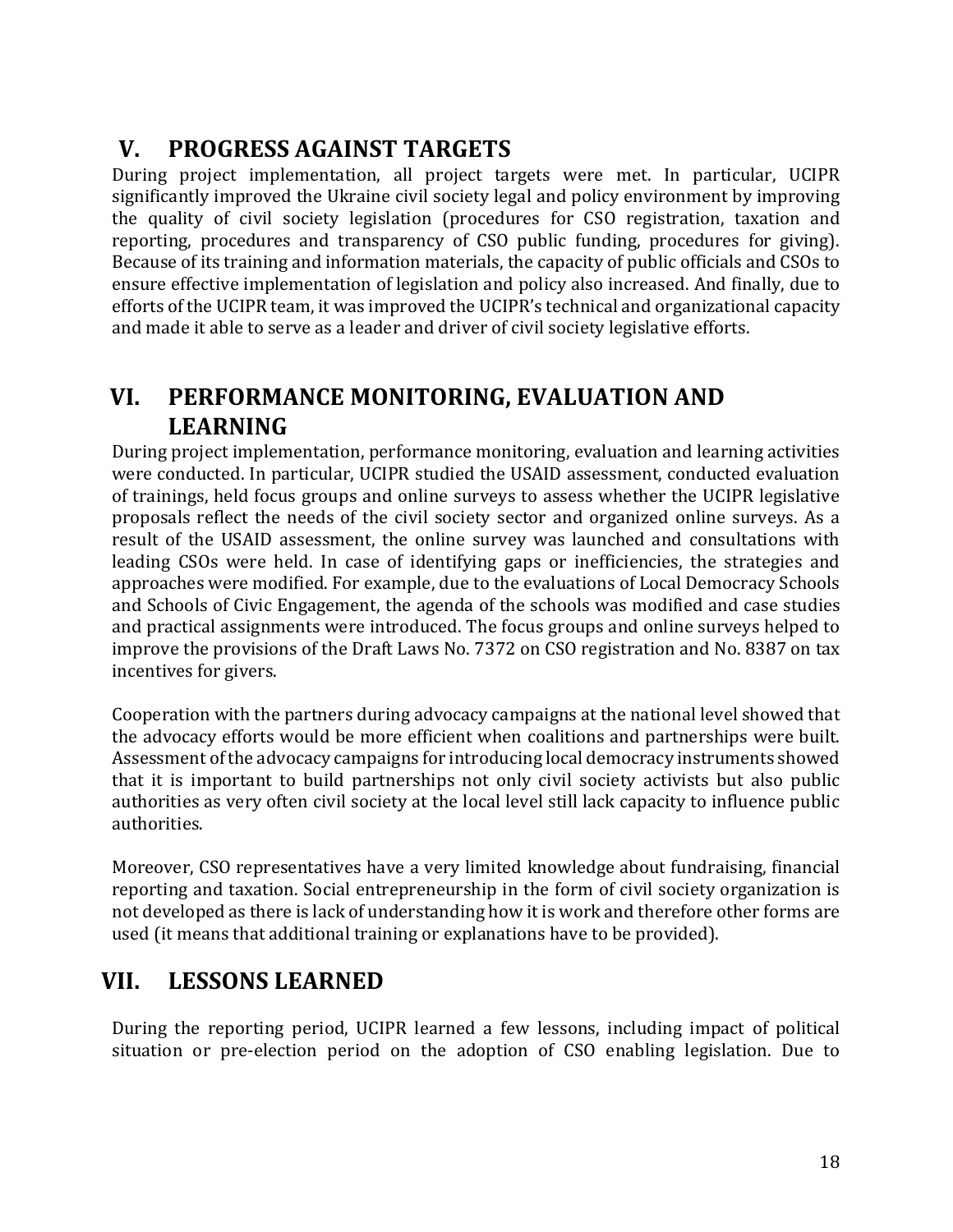## V. PROGRESS AGAINST TARGETS

During project implementation, all project targets were met. In particular, UCIPR significantly improved the Ukraine civil society legal and policy environment by improving the quality of civil society legislation (procedures for CSO registration, taxation and reporting, procedures and transparency of CSO public funding, procedures for giving). Because of its training and information materials, the capacity of public officials and CSOs to ensure effective implementation of legislation and policy also increased. And finally, due to efforts of the UCIPR team, it was improved the UCIPR's technical and organizational capacity and made it able to serve as a leader and driver of civil society legislative efforts.

## VI. PERFORMANCE MONITORING, EVALUATION AND LEARNING

During project implementation, performance monitoring, evaluation and learning activities were conducted. In particular, UCIPR studied the USAID assessment, conducted evaluation of trainings, held focus groups and online surveys to assess whether the UCIPR legislative proposals reflect the needs of the civil society sector and organized online surveys. As a result of the USAID assessment, the online survey was launched and consultations with leading CSOs were held. In case of identifying gaps or inefficiencies, the strategies and approaches were modified. For example, due to the evaluations of Local Democracy Schools and Schools of Civic Engagement, the agenda of the schools was modified and case studies and practical assignments were introduced. The focus groups and online surveys helped to improve the provisions of the Draft Laws No. 7372 on CSO registration and No. 8387 on tax incentives for givers.

Cooperation with the partners during advocacy campaigns at the national level showed that the advocacy efforts would be more efficient when coalitions and partnerships were built. Assessment of the advocacy campaigns for introducing local democracy instruments showed that it is important to build partnerships not only civil society activists but also public authorities as very often civil society at the local level still lack capacity to influence public authorities.

Moreover, CSO representatives have a very limited knowledge about fundraising, financial reporting and taxation. Social entrepreneurship in the form of civil society organization is not developed as there is lack of understanding how it is work and therefore other forms are used (it means that additional training or explanations have to be provided).

## VII. LESSONS LEARNED

During the reporting period, UCIPR learned a few lessons, including impact of political situation or pre-election period on the adoption of CSO enabling legislation. Due to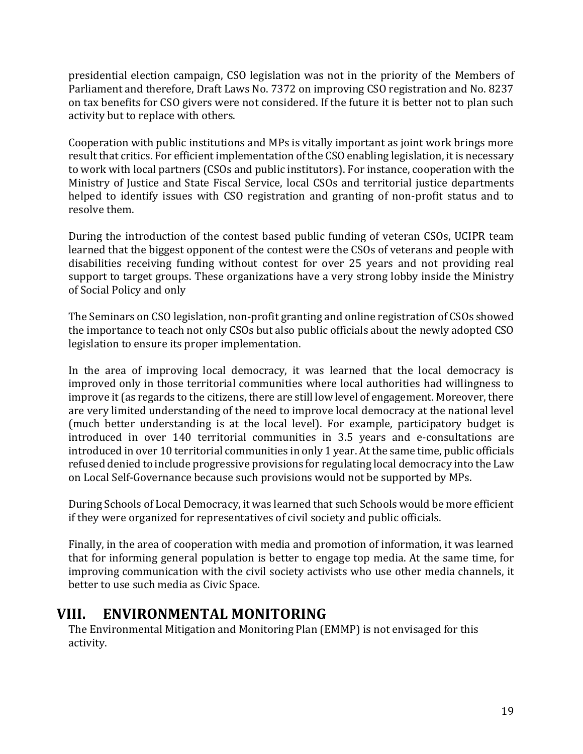presidential election campaign, CSO legislation was not in the priority of the Members of Parliament and therefore, Draft Laws No. 7372 on improving CSO registration and No. 8237 on tax benefits for CSO givers were not considered. If the future it is better not to plan such activity but to replace with others.

Cooperation with public institutions and MPs is vitally important as joint work brings more result that critics. For efficient implementation of the CSO enabling legislation, it is necessary to work with local partners (CSOs and public institutors). For instance, cooperation with the Ministry of Justice and State Fiscal Service, local CSOs and territorial justice departments helped to identify issues with CSO registration and granting of non-profit status and to resolve them.

During the introduction of the contest based public funding of veteran CSOs, UCIPR team learned that the biggest opponent of the contest were the CSOs of veterans and people with disabilities receiving funding without contest for over 25 years and not providing real support to target groups. These organizations have a very strong lobby inside the Ministry of Social Policy and only

The Seminars on CSO legislation, non-profit granting and online registration of CSOs showed the importance to teach not only CSOs but also public officials about the newly adopted CSO legislation to ensure its proper implementation.

In the area of improving local democracy, it was learned that the local democracy is improved only in those territorial communities where local authorities had willingness to improve it (as regards to the citizens, there are still low level of engagement. Moreover, there are very limited understanding of the need to improve local democracy at the national level (much better understanding is at the local level). For example, participatory budget is introduced in over 140 territorial communities in 3.5 years and e-consultations are introduced in over 10 territorial communities in only 1 year. At the same time, public officials refused denied to include progressive provisions for regulating local democracy into the Law on Local Self-Governance because such provisions would not be supported by MPs.

During Schools of Local Democracy, it was learned that such Schools would be more efficient if they were organized for representatives of civil society and public officials.

Finally, in the area of cooperation with media and promotion of information, it was learned that for informing general population is better to engage top media. At the same time, for improving communication with the civil society activists who use other media channels, it better to use such media as Civic Space.

# VIII. ENVIRONMENTAL MONITORING

The Environmental Mitigation and Monitoring Plan (EMMP) is not envisaged for this activity.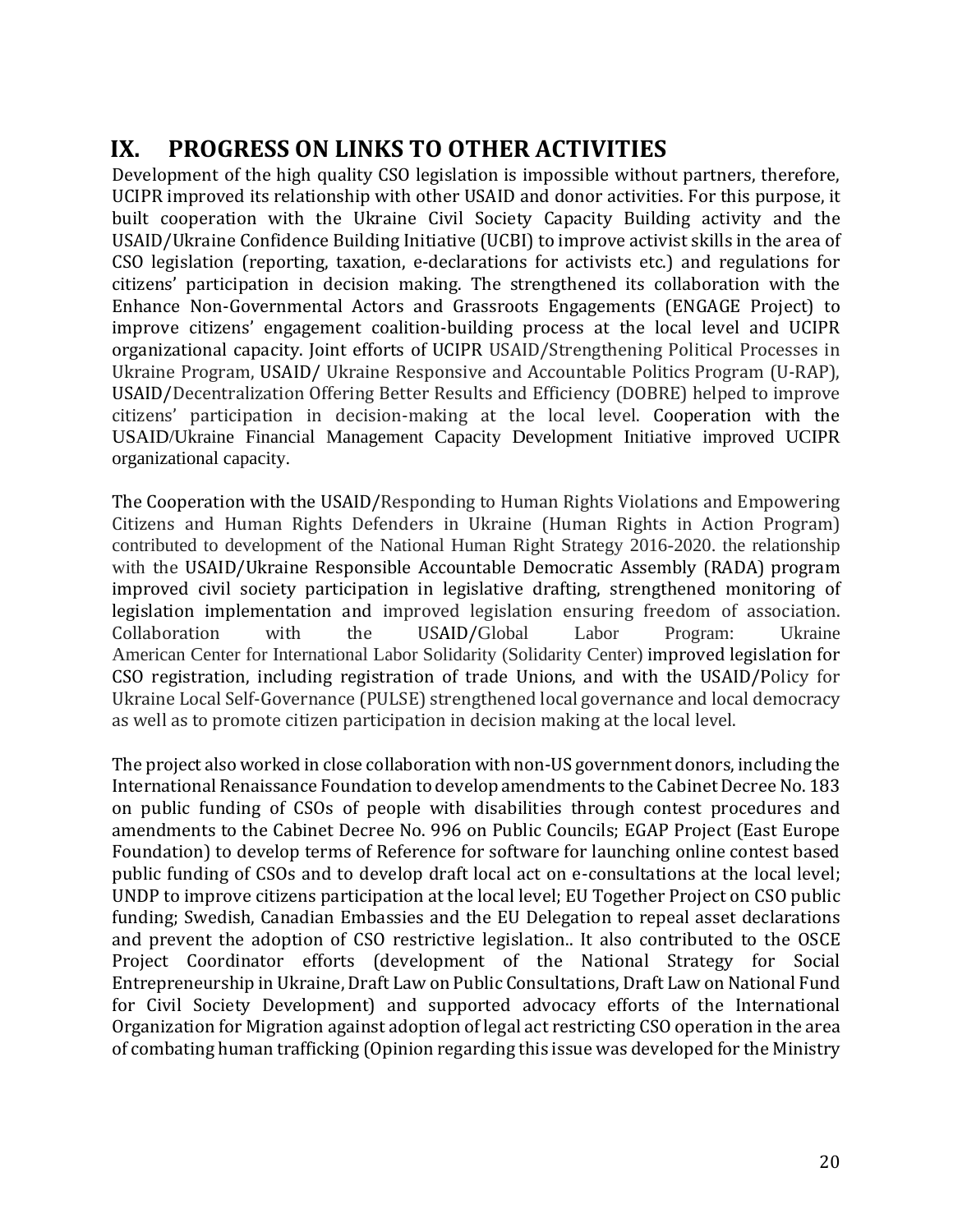# IX. PROGRESS ON LINKS TO OTHER ACTIVITIES

Development of the high quality CSO legislation is impossible without partners, therefore, UCIPR improved its relationship with other USAID and donor activities. For this purpose, it built cooperation with the Ukraine Civil Society Capacity Building activity and the USAID/Ukraine Confidence Building Initiative (UCBI) to improve activist skills in the area of CSO legislation (reporting, taxation, e-declarations for activists etc.) and regulations for citizens' participation in decision making. The strengthened its collaboration with the Enhance Non-Governmental Actors and Grassroots Engagements (ENGAGE Project) to improve citizens' engagement coalition-building process at the local level and UCIPR organizational capacity. Joint efforts of UCIPR USAID/Strengthening Political Processes in Ukraine Program, USAID/ Ukraine Responsive and Accountable Politics Program (U-RAP), USAID/Decentralization Offering Better Results and Efficiency (DOBRE) helped to improve citizens' participation in decision-making at the local level. Cooperation with the USAID/Ukraine Financial Management Capacity Development Initiative improved UCIPR organizational capacity.

The Cooperation with the USAID/Responding to Human Rights Violations and Empowering Citizens and Human Rights Defenders in Ukraine (Human Rights in Action Program) contributed to development of the National Human Right Strategy 2016-2020. the relationship with the USAID/Ukraine Responsible Accountable Democratic Assembly (RADA) program improved civil society participation in legislative drafting, strengthened monitoring of legislation implementation and improved legislation ensuring freedom of association. Collaboration with the USAID/Global Labor Program: Ukraine American Center for International Labor Solidarity (Solidarity Center) improved legislation for CSO registration, including registration of trade Unions, and with the USAID/Policy for Ukraine Local Self-Governance (PULSE) strengthened local governance and local democracy as well as to promote citizen participation in decision making at the local level.

The project also worked in close collaboration with non-US government donors, including the International Renaissance Foundation to develop amendments to the Cabinet Decree No. 183 on public funding of CSOs of people with disabilities through contest procedures and amendments to the Cabinet Decree No. 996 on Public Councils; EGAP Project (East Europe Foundation) to develop terms of Reference for software for launching online contest based public funding of CSOs and to develop draft local act on e-consultations at the local level; UNDP to improve citizens participation at the local level; EU Together Project on CSO public funding; Swedish, Canadian Embassies and the EU Delegation to repeal asset declarations and prevent the adoption of CSO restrictive legislation.. It also contributed to the OSCE Project Coordinator efforts (development of the National Strategy for Social Entrepreneurship in Ukraine, Draft Law on Public Consultations, Draft Law on National Fund for Civil Society Development) and supported advocacy efforts of the International Organization for Migration against adoption of legal act restricting CSO operation in the area of combating human trafficking (Opinion regarding this issue was developed for the Ministry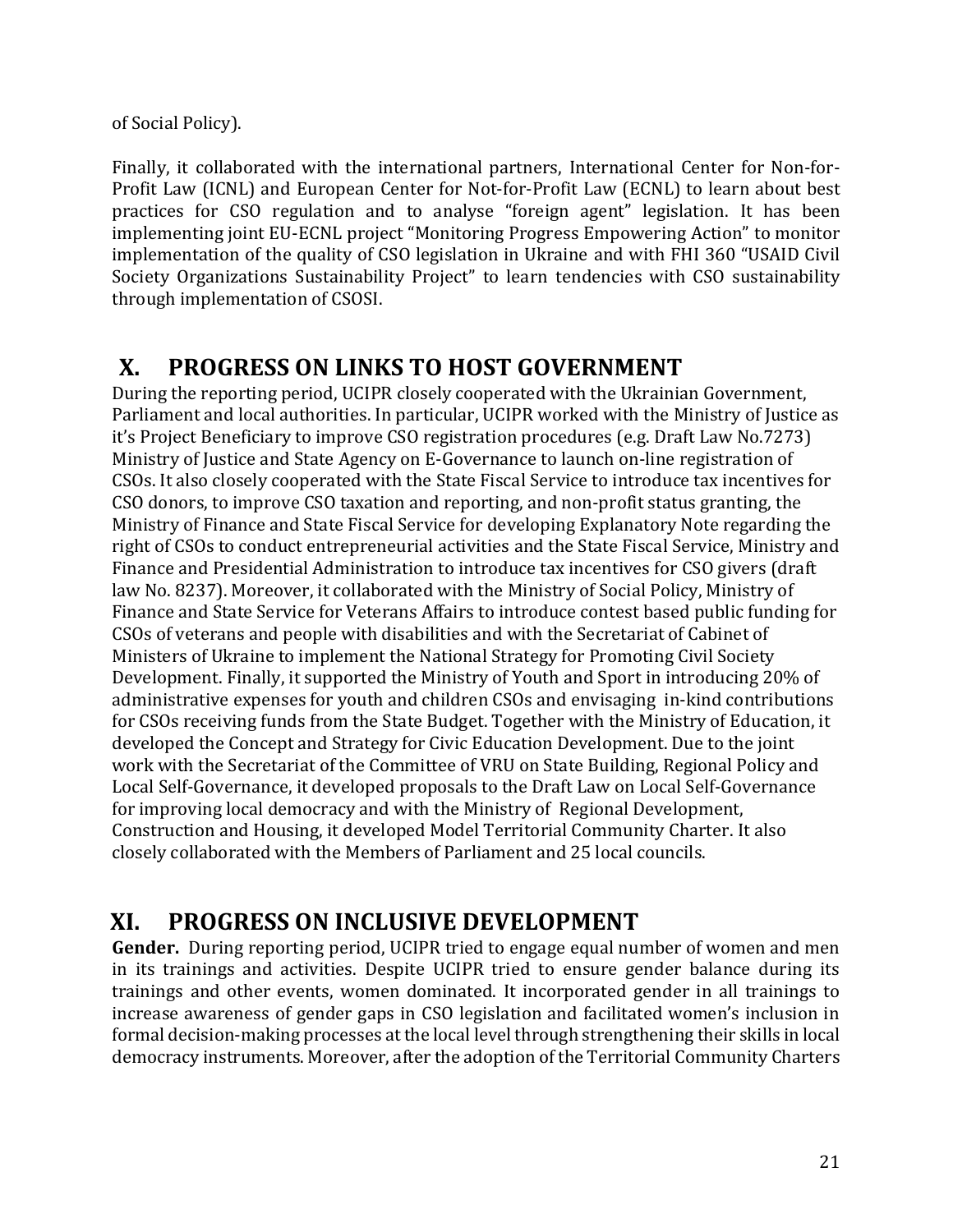of Social Policy).

Finally, it collaborated with the international partners, International Center for Non-for-Profit Law (ICNL) and European Center for Not-for-Profit Law (ECNL) to learn about best practices for CSO regulation and to analyse "foreign agent" legislation. It has been implementing joint EU-ECNL project "Monitoring Progress Empowering Action" to monitor implementation of the quality of CSO legislation in Ukraine and with FHI 360 "USAID Civil Society Organizations Sustainability Project" to learn tendencies with CSO sustainability through implementation of CSOSI.

## X. PROGRESS ON LINKS TO HOST GOVERNMENT

During the reporting period, UCIPR closely cooperated with the Ukrainian Government, Parliament and local authorities. In particular, UCIPR worked with the Ministry of Justice as it's Project Beneficiary to improve CSO registration procedures (e.g. Draft Law No.7273) Ministry of Justice and State Agency on E-Governance to launch on-line registration of CSOs. It also closely cooperated with the State Fiscal Service to introduce tax incentives for CSO donors, to improve CSO taxation and reporting, and non-profit status granting, the Ministry of Finance and State Fiscal Service for developing Explanatory Note regarding the right of CSOs to conduct entrepreneurial activities and the State Fiscal Service, Ministry and Finance and Presidential Administration to introduce tax incentives for CSO givers (draft law No. 8237). Moreover, it collaborated with the Ministry of Social Policy, Ministry of Finance and State Service for Veterans Affairs to introduce contest based public funding for CSOs of veterans and people with disabilities and with the Secretariat of Cabinet of Ministers of Ukraine to implement the National Strategy for Promoting Civil Society Development. Finally, it supported the Ministry of Youth and Sport in introducing 20% of administrative expenses for youth and children CSOs and envisaging in-kind contributions for CSOs receiving funds from the State Budget. Together with the Ministry of Education, it developed the Concept and Strategy for Civic Education Development. Due to the joint work with the Secretariat of the Committee of VRU on State Building, Regional Policy and Local Self-Governance, it developed proposals to the Draft Law on Local Self-Governance for improving local democracy and with the Ministry of Regional Development, Construction and Housing, it developed Model Territorial Community Charter. It also closely collaborated with the Members of Parliament and 25 local councils.

## XI. PROGRESS ON INCLUSIVE DEVELOPMENT

**Gender.** During reporting period, UCIPR tried to engage equal number of women and men in its trainings and activities. Despite UCIPR tried to ensure gender balance during its trainings and other events, women dominated. It incorporated gender in all trainings to increase awareness of gender gaps in CSO legislation and facilitated women's inclusion in formal decision-making processes at the local level through strengthening their skills in local democracy instruments. Moreover, after the adoption of the Territorial Community Charters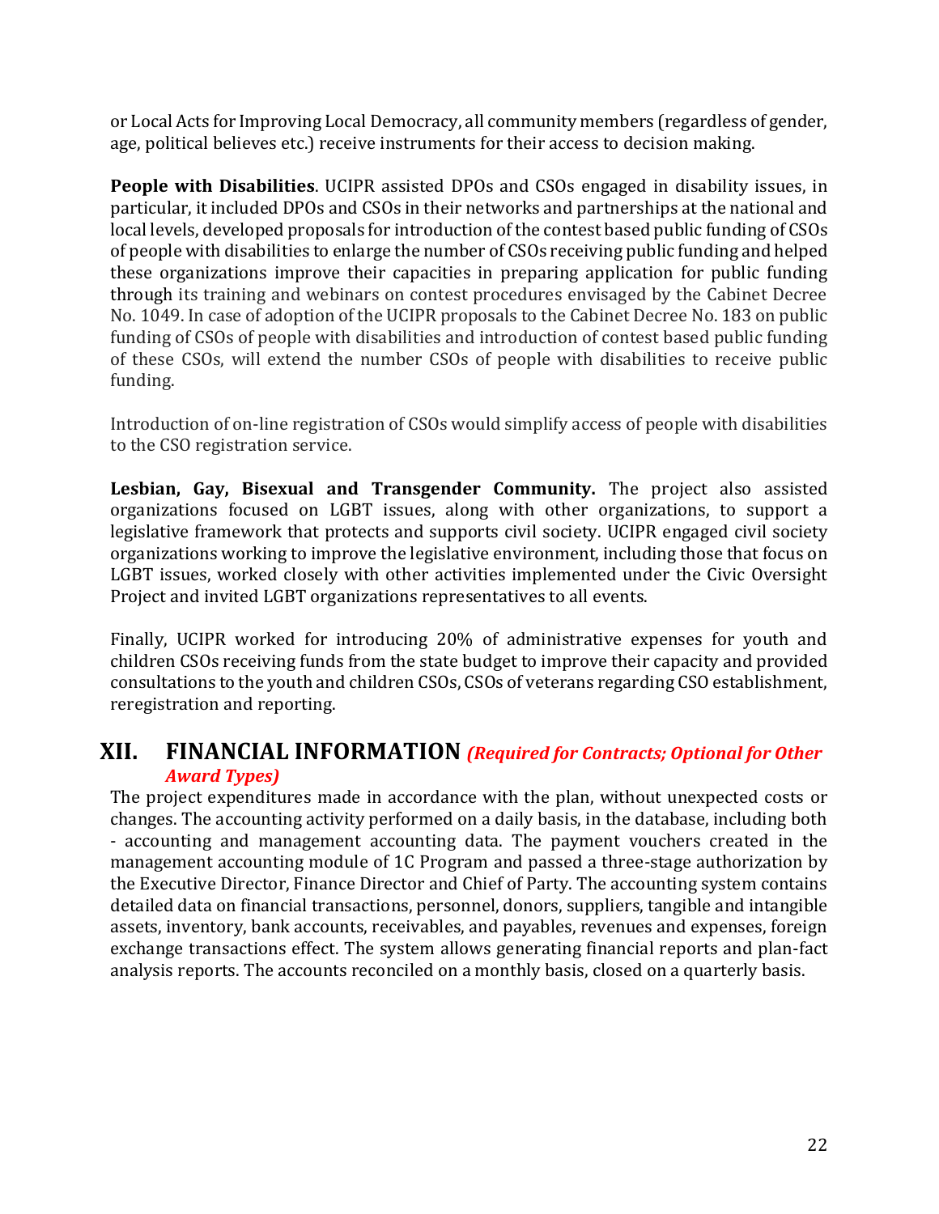or Local Acts for Improving Local Democracy, all community members (regardless of gender, age, political believes etc.) receive instruments for their access to decision making.

**People with Disabilities**. UCIPR assisted DPOs and CSOs engaged in disability issues, in particular, it included DPOs and CSOs in their networks and partnerships at the national and local levels, developed proposals for introduction of the contest based public funding of CSOs of people with disabilities to enlarge the number of CSOs receiving public funding and helped these organizations improve their capacities in preparing application for public funding through its training and webinars on contest procedures envisaged by the Cabinet Decree No. 1049. In case of adoption of the UCIPR proposals to the Cabinet Decree No. 183 on public funding of CSOs of people with disabilities and introduction of contest based public funding of these CSOs, will extend the number CSOs of people with disabilities to receive public funding.

Introduction of on-line registration of CSOs would simplify access of people with disabilities to the CSO registration service.

**Lesbian, Gay, Bisexual and Transgender Community.** The project also assisted organizations focused on LGBT issues, along with other organizations, to support a legislative framework that protects and supports civil society. UCIPR engaged civil society organizations working to improve the legislative environment, including those that focus on LGBT issues, worked closely with other activities implemented under the Civic Oversight Project and invited LGBT organizations representatives to all events.

Finally, UCIPR worked for introducing 20% of administrative expenses for youth and children CSOs receiving funds from the state budget to improve their capacity and provided consultations to the youth and children CSOs, CSOs of veterans regarding CSO establishment, reregistration and reporting.

# XII. FINANCIAL INFORMATION *(Required for Contracts; Optional for Other Award Types)*

The project expenditures made in accordance with the plan, without unexpected costs or changes. The accounting activity performed on a daily basis, in the database, including both - accounting and management accounting data. The payment vouchers created in the management accounting module of 1C Program and passed a three-stage authorization by the Executive Director, Finance Director and Chief of Party. The accounting system contains detailed data on financial transactions, personnel, donors, suppliers, tangible and intangible assets, inventory, bank accounts, receivables, and payables, revenues and expenses, foreign exchange transactions effect. The system allows generating financial reports and plan-fact analysis reports. The accounts reconciled on a monthly basis, closed on a quarterly basis.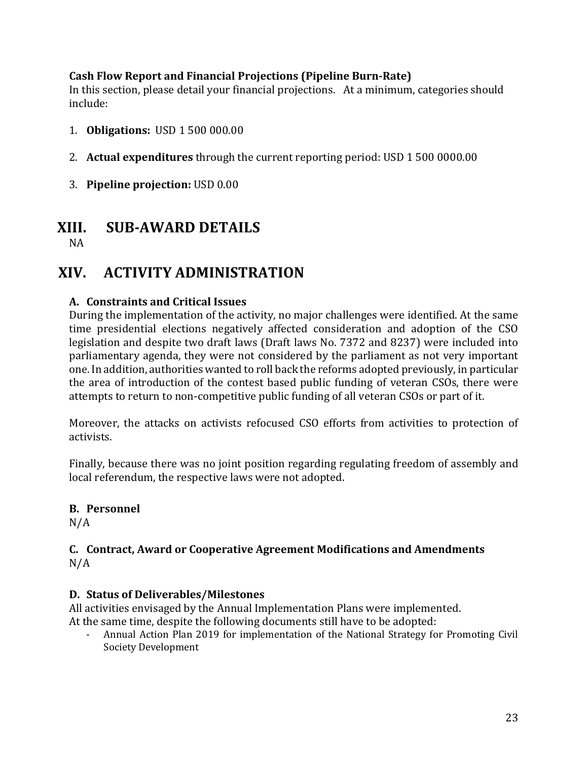**Cash Flow Report and Financial Projections (Pipeline Burn-Rate)**

In this section, please detail your financial projections. At a minimum, categories should include:

1. **Obligations:** USD 1 500 000.00
2. **Actual expenditures** through the current reporting period: USD 1 500 0000.00
3. **Pipeline projection:** USD 0.00

# XIII. SUB-AWARD DETAILS

NA

# XIV. ACTIVITY ADMINISTRATION

### A. Constraints and Critical Issues

During the implementation of the activity, no major challenges were identified. At the same time presidential elections negatively affected consideration and adoption of the CSO legislation and despite two draft laws (Draft laws No. 7372 and 8237) were included into parliamentary agenda, they were not considered by the parliament as not very important one. In addition, authorities wanted to roll back the reforms adopted previously, in particular the area of introduction of the contest based public funding of veteran CSOs, there were attempts to return to non-competitive public funding of all veteran CSOs or part of it.

Moreover, the attacks on activists refocused CSO efforts from activities to protection of activists.

Finally, because there was no joint position regarding regulating freedom of assembly and local referendum, the respective laws were not adopted.

### B. Personnel

N/A

### C. Contract, Award or Cooperative Agreement Modifications and Amendments

N/A

### D. Status of Deliverables/Milestones

All activities envisaged by the Annual Implementation Plans were implemented.

At the same time, despite the following documents still have to be adopted:

- Annual Action Plan 2019 for implementation of the National Strategy for Promoting Civil Society Development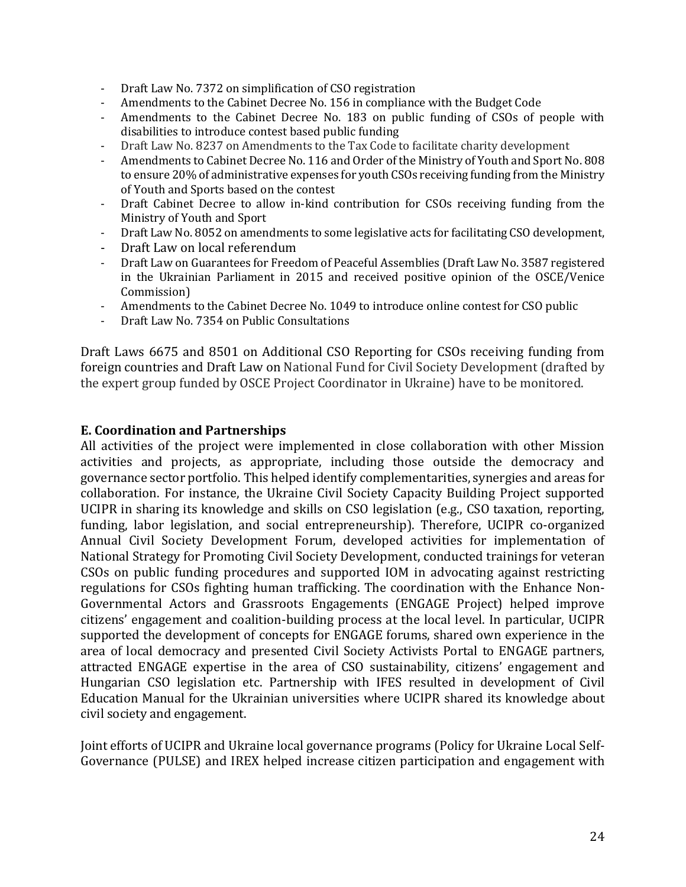- Draft Law No. 7372 on simplification of CSO registration
- Amendments to the Cabinet Decree No. 156 in compliance with the Budget Code
- Amendments to the Cabinet Decree No. 183 on public funding of CSOs of people with disabilities to introduce contest based public funding
- Draft Law No. 8237 on Amendments to the Tax Code to facilitate charity development
- Amendments to Cabinet Decree No. 116 and Order of the Ministry of Youth and Sport No. 808 to ensure 20% of administrative expenses for youth CSOs receiving funding from the Ministry of Youth and Sports based on the contest
- Draft Cabinet Decree to allow in-kind contribution for CSOs receiving funding from the Ministry of Youth and Sport
- Draft Law No. 8052 on amendments to some legislative acts for facilitating CSO development,
- Draft Law on local referendum
- Draft Law on Guarantees for Freedom of Peaceful Assemblies (Draft Law No. 3587 registered in the Ukrainian Parliament in 2015 and received positive opinion of the OSCE/Venice Commission)
- Amendments to the Cabinet Decree No. 1049 to introduce online contest for CSO public
- Draft Law No. 7354 on Public Consultations

Draft Laws 6675 and 8501 on Additional CSO Reporting for CSOs receiving funding from foreign countries and Draft Law on National Fund for Civil Society Development (drafted by the expert group funded by OSCE Project Coordinator in Ukraine) have to be monitored.

**E. Coordination and Partnerships**

All activities of the project were implemented in close collaboration with other Mission activities and projects, as appropriate, including those outside the democracy and governance sector portfolio. This helped identify complementarities, synergies and areas for collaboration. For instance, the Ukraine Civil Society Capacity Building Project supported UCIPR in sharing its knowledge and skills on CSO legislation (e.g., CSO taxation, reporting, funding, labor legislation, and social entrepreneurship). Therefore, UCIPR co-organized Annual Civil Society Development Forum, developed activities for implementation of National Strategy for Promoting Civil Society Development, conducted trainings for veteran CSOs on public funding procedures and supported IOM in advocating against restricting regulations for CSOs fighting human trafficking. The coordination with the Enhance Non-Governmental Actors and Grassroots Engagements (ENGAGE Project) helped improve citizens' engagement and coalition-building process at the local level. In particular, UCIPR supported the development of concepts for ENGAGE forums, shared own experience in the area of local democracy and presented Civil Society Activists Portal to ENGAGE partners, attracted ENGAGE expertise in the area of CSO sustainability, citizens' engagement and Hungarian CSO legislation etc. Partnership with IFES resulted in development of Civil Education Manual for the Ukrainian universities where UCIPR shared its knowledge about civil society and engagement.

Joint efforts of UCIPR and Ukraine local governance programs (Policy for Ukraine Local Self-Governance (PULSE) and IREX helped increase citizen participation and engagement with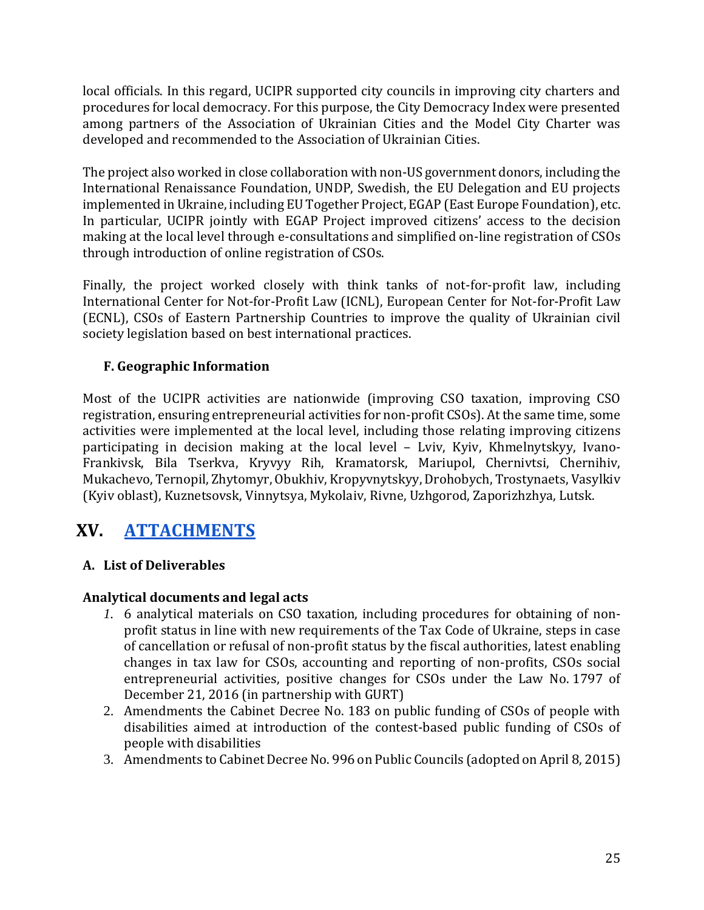local officials. In this regard, UCIPR supported city councils in improving city charters and procedures for local democracy. For this purpose, the City Democracy Index were presented among partners of the Association of Ukrainian Cities and the Model City Charter was developed and recommended to the Association of Ukrainian Cities.

The project also worked in close collaboration with non-US government donors, including the International Renaissance Foundation, UNDP, Swedish, the EU Delegation and EU projects implemented in Ukraine, including EU Together Project, EGAP (East Europe Foundation), etc. In particular, UCIPR jointly with EGAP Project improved citizens' access to the decision making at the local level through e-consultations and simplified on-line registration of CSOs through introduction of online registration of CSOs.

Finally, the project worked closely with think tanks of not-for-profit law, including International Center for Not-for-Profit Law (ICNL), European Center for Not-for-Profit Law (ECNL), CSOs of Eastern Partnership Countries to improve the quality of Ukrainian civil society legislation based on best international practices.

### F. Geographic Information

Most of the UCIPR activities are nationwide (improving CSO taxation, improving CSO registration, ensuring entrepreneurial activities for non-profit CSOs). At the same time, some activities were implemented at the local level, including those relating improving citizens participating in decision making at the local level – Lviv, Kyiv, Khmelnytskyy, Ivano-Frankivsk, Bila Tserkva, Kryvyy Rih, Kramatorsk, Mariupol, Chernivtsi, Chernihiv, Mukachevo, Ternopil, Zhytomyr, Obukhiv, Kropyvnytskyy, Drohobych, Trostynaets, Vasylkiv (Kyiv oblast), Kuznetsovsk, Vinnytsya, Mykolaiv, Rivne, Uzhgorod, Zaporizhzhya, Lutsk.

## XV. ATTACHMENTS

### A. List of Deliverables

**Analytical documents and legal acts**

1. 6 analytical materials on CSO taxation, including procedures for obtaining of non-profit status in line with new requirements of the Tax Code of Ukraine, steps in case of cancellation or refusal of non-profit status by the fiscal authorities, latest enabling changes in tax law for CSOs, accounting and reporting of non-profits, CSOs social entrepreneurial activities, positive changes for CSOs under the Law No. 1797 of December 21, 2016 (in partnership with GURT)
2. Amendments the Cabinet Decree No. 183 on public funding of CSOs of people with disabilities aimed at introduction of the contest-based public funding of CSOs of people with disabilities
3. Amendments to Cabinet Decree No. 996 on Public Councils (adopted on April 8, 2015)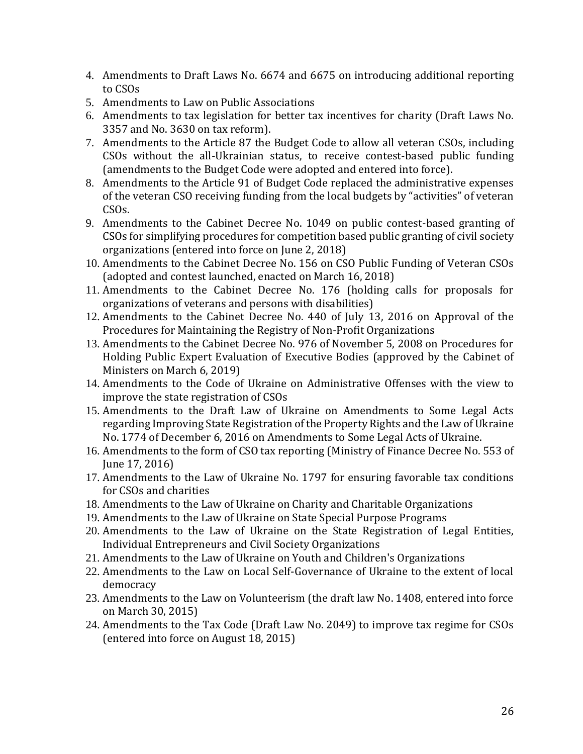4. Amendments to Draft Laws No. 6674 and 6675 on introducing additional reporting to CSOs
5. Amendments to Law on Public Associations
6. Amendments to tax legislation for better tax incentives for charity (Draft Laws No. 3357 and No. 3630 on tax reform).
7. Amendments to the Article 87 the Budget Code to allow all veteran CSOs, including CSOs without the all-Ukrainian status, to receive contest-based public funding (amendments to the Budget Code were adopted and entered into force).
8. Amendments to the Article 91 of Budget Code replaced the administrative expenses of the veteran CSO receiving funding from the local budgets by "activities" of veteran CSOs.
9. Amendments to the Cabinet Decree No. 1049 on public contest-based granting of CSOs for simplifying procedures for competition based public granting of civil society organizations (entered into force on June 2, 2018)
10. Amendments to the Cabinet Decree No. 156 on CSO Public Funding of Veteran CSOs (adopted and contest launched, enacted on March 16, 2018)
11. Amendments to the Cabinet Decree No. 176 (holding calls for proposals for organizations of veterans and persons with disabilities)
12. Amendments to the Cabinet Decree No. 440 of July 13, 2016 on Approval of the Procedures for Maintaining the Registry of Non-Profit Organizations
13. Amendments to the Cabinet Decree No. 976 of November 5, 2008 on Procedures for Holding Public Expert Evaluation of Executive Bodies (approved by the Cabinet of Ministers on March 6, 2019)
14. Amendments to the Code of Ukraine on Administrative Offenses with the view to improve the state registration of CSOs
15. Amendments to the Draft Law of Ukraine on Amendments to Some Legal Acts regarding Improving State Registration of the Property Rights and the Law of Ukraine No. 1774 of December 6, 2016 on Amendments to Some Legal Acts of Ukraine.
16. Amendments to the form of CSO tax reporting (Ministry of Finance Decree No. 553 of June 17, 2016)
17. Amendments to the Law of Ukraine No. 1797 for ensuring favorable tax conditions for CSOs and charities
18. Amendments to the Law of Ukraine on Charity and Charitable Organizations
19. Amendments to the Law of Ukraine on State Special Purpose Programs
20. Amendments to the Law of Ukraine on the State Registration of Legal Entities, Individual Entrepreneurs and Civil Society Organizations
21. Amendments to the Law of Ukraine on Youth and Children's Organizations
22. Amendments to the Law on Local Self-Governance of Ukraine to the extent of local democracy
23. Amendments to the Law on Volunteerism (the draft law No. 1408, entered into force on March 30, 2015)
24. Amendments to the Tax Code (Draft Law No. 2049) to improve tax regime for CSOs (entered into force on August 18, 2015)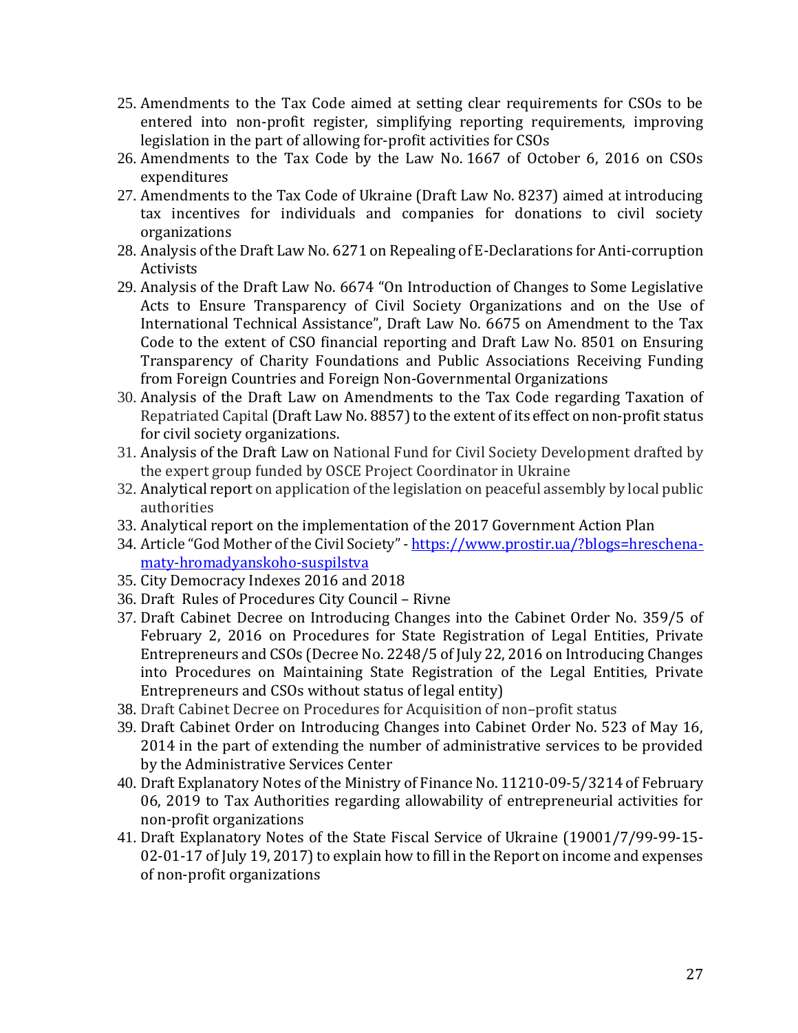25. Amendments to the Tax Code aimed at setting clear requirements for CSOs to be entered into non-profit register, simplifying reporting requirements, improving legislation in the part of allowing for-profit activities for CSOs
26. Amendments to the Tax Code by the Law No. 1667 of October 6, 2016 on CSOs expenditures
27. Amendments to the Tax Code of Ukraine (Draft Law No. 8237) aimed at introducing tax incentives for individuals and companies for donations to civil society organizations
28. Analysis of the Draft Law No. 6271 on Repealing of E-Declarations for Anti-corruption Activists
29. Analysis of the Draft Law No. 6674 "On Introduction of Changes to Some Legislative Acts to Ensure Transparency of Civil Society Organizations and on the Use of International Technical Assistance", Draft Law No. 6675 on Amendment to the Tax Code to the extent of CSO financial reporting and Draft Law No. 8501 on Ensuring Transparency of Charity Foundations and Public Associations Receiving Funding from Foreign Countries and Foreign Non-Governmental Organizations
30. Analysis of the Draft Law on Amendments to the Tax Code regarding Taxation of Repatriated Capital (Draft Law No. 8857) to the extent of its effect on non-profit status for civil society organizations.
31. Analysis of the Draft Law on National Fund for Civil Society Development drafted by the expert group funded by OSCE Project Coordinator in Ukraine
32. Analytical report on application of the legislation on peaceful assembly by local public authorities
33. Analytical report on the implementation of the 2017 Government Action Plan
34. Article "God Mother of the Civil Society" - [https://www.prostir.ua/?blogs=hreschena-maty-hromadyanskoho-suspilstva](https://www.prostir.ua/?blogs=hreschena-maty-hromadyanskoho-suspilstva)
35. City Democracy Indexes 2016 and 2018
36. Draft Rules of Procedures City Council – Rivne
37. Draft Cabinet Decree on Introducing Changes into the Cabinet Order No. 359/5 of February 2, 2016 on Procedures for State Registration of Legal Entities, Private Entrepreneurs and CSOs (Decree No. 2248/5 of July 22, 2016 on Introducing Changes into Procedures on Maintaining State Registration of the Legal Entities, Private Entrepreneurs and CSOs without status of legal entity)
38. Draft Cabinet Decree on Procedures for Acquisition of non–profit status
39. Draft Cabinet Order on Introducing Changes into Cabinet Order No. 523 of May 16, 2014 in the part of extending the number of administrative services to be provided by the Administrative Services Center
40. Draft Explanatory Notes of the Ministry of Finance No. 11210-09-5/3214 of February 06, 2019 to Tax Authorities regarding allowability of entrepreneurial activities for non-profit organizations
41. Draft Explanatory Notes of the State Fiscal Service of Ukraine (19001/7/99-99-15-02-01-17 of July 19, 2017) to explain how to fill in the Report on income and expenses of non-profit organizations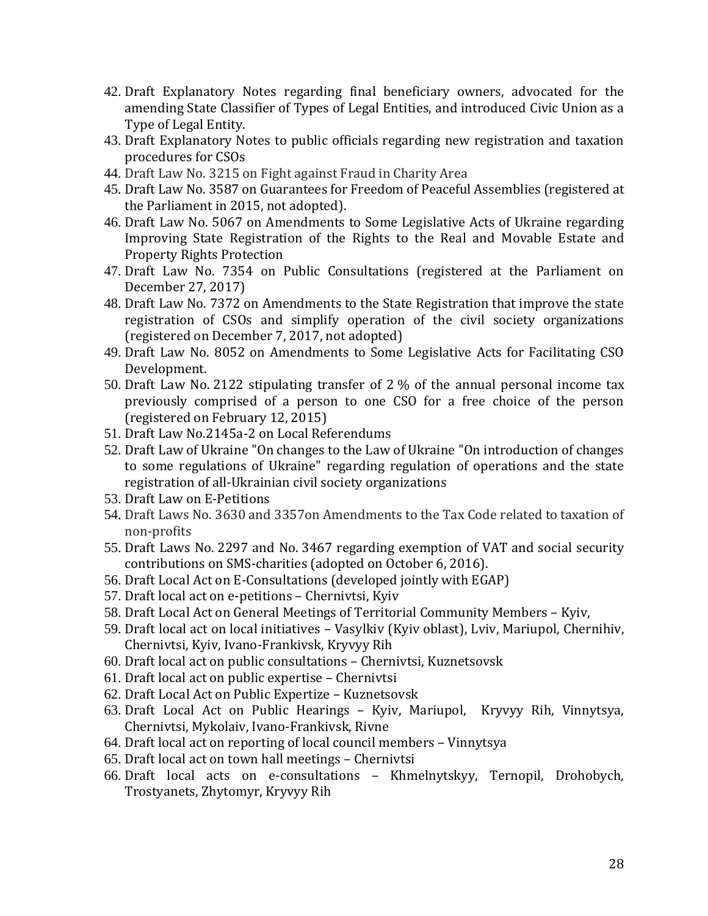42. Draft Explanatory Notes regarding final beneficiary owners, advocated for the amending State Classifier of Types of Legal Entities, and introduced Civic Union as a Type of Legal Entity.
43. Draft Explanatory Notes to public officials regarding new registration and taxation procedures for CSOs
44. Draft Law No. 3215 on Fight against Fraud in Charity Area
45. Draft Law No. 3587 on Guarantees for Freedom of Peaceful Assemblies (registered at the Parliament in 2015, not adopted).
46. Draft Law No. 5067 on Amendments to Some Legislative Acts of Ukraine regarding Improving State Registration of the Rights to the Real and Movable Estate and Property Rights Protection
47. Draft Law No. 7354 on Public Consultations (registered at the Parliament on December 27, 2017)
48. Draft Law No. 7372 on Amendments to the State Registration that improve the state registration of CSOs and simplify operation of the civil society organizations (registered on December 7, 2017, not adopted)
49. Draft Law No. 8052 on Amendments to Some Legislative Acts for Facilitating CSO Development.
50. Draft Law No. 2122 stipulating transfer of 2 % of the annual personal income tax previously comprised of a person to one CSO for a free choice of the person (registered on February 12, 2015)
51. Draft Law No.2145a-2 on Local Referendums
52. Draft Law of Ukraine "On changes to the Law of Ukraine "On introduction of changes to some regulations of Ukraine" regarding regulation of operations and the state registration of all-Ukrainian civil society organizations
53. Draft Law on E-Petitions
54. Draft Laws No. 3630 and 3357on Amendments to the Tax Code related to taxation of non-profits
55. Draft Laws No. 2297 and No. 3467 regarding exemption of VAT and social security contributions on SMS-charities (adopted on October 6, 2016).
56. Draft Local Act on E-Consultations (developed jointly with EGAP)
57. Draft local act on e-petitions – Chernivtsi, Kyiv
58. Draft Local Act on General Meetings of Territorial Community Members – Kyiv,
59. Draft local act on local initiatives – Vasylkiv (Kyiv oblast), Lviv, Mariupol, Chernihiv, Chernivtsi, Kyiv, Ivano-Frankivsk, Kryvyy Rih
60. Draft local act on public consultations – Chernivtsi, Kuznetsovsk
61. Draft local act on public expertise – Chernivtsi
62. Draft Local Act on Public Expertize – Kuznetsovsk
63. Draft Local Act on Public Hearings – Kyiv, Mariupol, Kryvyy Rih, Vinnytsya, Chernivtsi, Mykolaiv, Ivano-Frankivsk, Rivne
64. Draft local act on reporting of local council members – Vinnytsya
65. Draft local act on town hall meetings – Chernivtsi
66. Draft local acts on e-consultations – Khmelnytskyy, Ternopil, Drohobych, Trostyanets, Zhytomyr, Kryvyy Rih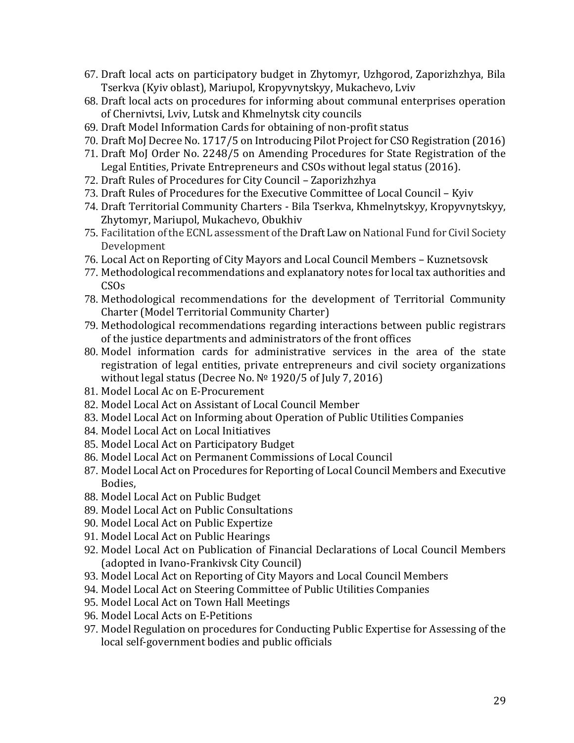67. Draft local acts on participatory budget in Zhytomyr, Uzhgorod, Zaporizhzhya, Bila Tserkva (Kyiv oblast), Mariupol, Kropyvnytskyy, Mukachevo, Lviv
68. Draft local acts on procedures for informing about communal enterprises operation of Chernivtsi, Lviv, Lutsk and Khmelnytsk city councils
69. Draft Model Information Cards for obtaining of non-profit status
70. Draft MoJ Decree No. 1717/5 on Introducing Pilot Project for CSO Registration (2016)
71. Draft MoJ Order No. 2248/5 on Amending Procedures for State Registration of the Legal Entities, Private Entrepreneurs and CSOs without legal status (2016).
72. Draft Rules of Procedures for City Council – Zaporizhzhya
73. Draft Rules of Procedures for the Executive Committee of Local Council – Kyiv
74. Draft Territorial Community Charters - Bila Tserkva, Khmelnytskyy, Kropyvnytskyy, Zhytomyr, Mariupol, Mukachevo, Obukhiv
75. Facilitation of the ECNL assessment of the Draft Law on National Fund for Civil Society Development
76. Local Act on Reporting of City Mayors and Local Council Members – Kuznetsovsk
77. Methodological recommendations and explanatory notes for local tax authorities and CSOs
78. Methodological recommendations for the development of Territorial Community Charter (Model Territorial Community Charter)
79. Methodological recommendations regarding interactions between public registrars of the justice departments and administrators of the front offices
80. Model information cards for administrative services in the area of the state registration of legal entities, private entrepreneurs and civil society organizations without legal status (Decree No. № 1920/5 of July 7, 2016)
81. Model Local Ac on E-Procurement
82. Model Local Act on Assistant of Local Council Member
83. Model Local Act on Informing about Operation of Public Utilities Companies
84. Model Local Act on Local Initiatives
85. Model Local Act on Participatory Budget
86. Model Local Act on Permanent Commissions of Local Council
87. Model Local Act on Procedures for Reporting of Local Council Members and Executive Bodies,
88. Model Local Act on Public Budget
89. Model Local Act on Public Consultations
90. Model Local Act on Public Expertize
91. Model Local Act on Public Hearings
92. Model Local Act on Publication of Financial Declarations of Local Council Members (adopted in Ivano-Frankivsk City Council)
93. Model Local Act on Reporting of City Mayors and Local Council Members
94. Model Local Act on Steering Committee of Public Utilities Companies
95. Model Local Act on Town Hall Meetings
96. Model Local Acts on E-Petitions
97. Model Regulation on procedures for Conducting Public Expertise for Assessing of the local self-government bodies and public officials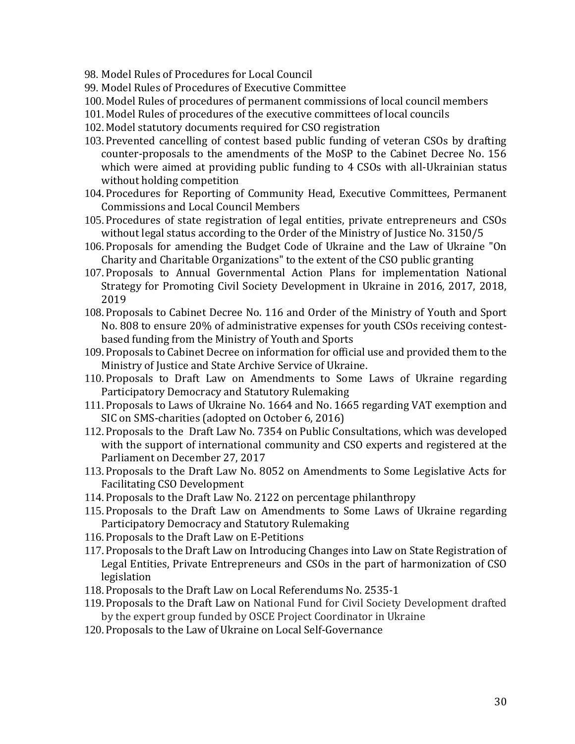98. Model Rules of Procedures for Local Council
99. Model Rules of Procedures of Executive Committee
100. Model Rules of procedures of permanent commissions of local council members
101. Model Rules of procedures of the executive committees of local councils
102. Model statutory documents required for CSO registration
103. Prevented cancelling of contest based public funding of veteran CSOs by drafting counter-proposals to the amendments of the MoSP to the Cabinet Decree No. 156 which were aimed at providing public funding to 4 CSOs with all-Ukrainian status without holding competition
104. Procedures for Reporting of Community Head, Executive Committees, Permanent Commissions and Local Council Members
105. Procedures of state registration of legal entities, private entrepreneurs and CSOs without legal status according to the Order of the Ministry of Justice No. 3150/5
106. Proposals for amending the Budget Code of Ukraine and the Law of Ukraine "On Charity and Charitable Organizations" to the extent of the CSO public granting
107. Proposals to Annual Governmental Action Plans for implementation National Strategy for Promoting Civil Society Development in Ukraine in 2016, 2017, 2018, 2019
108. Proposals to Cabinet Decree No. 116 and Order of the Ministry of Youth and Sport No. 808 to ensure 20% of administrative expenses for youth CSOs receiving contest-based funding from the Ministry of Youth and Sports
109. Proposals to Cabinet Decree on information for official use and provided them to the Ministry of Justice and State Archive Service of Ukraine.
110. Proposals to Draft Law on Amendments to Some Laws of Ukraine regarding Participatory Democracy and Statutory Rulemaking
111. Proposals to Laws of Ukraine No. 1664 and No. 1665 regarding VAT exemption and SIC on SMS-charities (adopted on October 6, 2016)
112. Proposals to the Draft Law No. 7354 on Public Consultations, which was developed with the support of international community and CSO experts and registered at the Parliament on December 27, 2017
113. Proposals to the Draft Law No. 8052 on Amendments to Some Legislative Acts for Facilitating CSO Development
114. Proposals to the Draft Law No. 2122 on percentage philanthropy
115. Proposals to the Draft Law on Amendments to Some Laws of Ukraine regarding Participatory Democracy and Statutory Rulemaking
116. Proposals to the Draft Law on E-Petitions
117. Proposals to the Draft Law on Introducing Changes into Law on State Registration of Legal Entities, Private Entrepreneurs and CSOs in the part of harmonization of CSO legislation
118. Proposals to the Draft Law on Local Referendums No. 2535-1
119. Proposals to the Draft Law on National Fund for Civil Society Development drafted by the expert group funded by OSCE Project Coordinator in Ukraine
120. Proposals to the Law of Ukraine on Local Self-Governance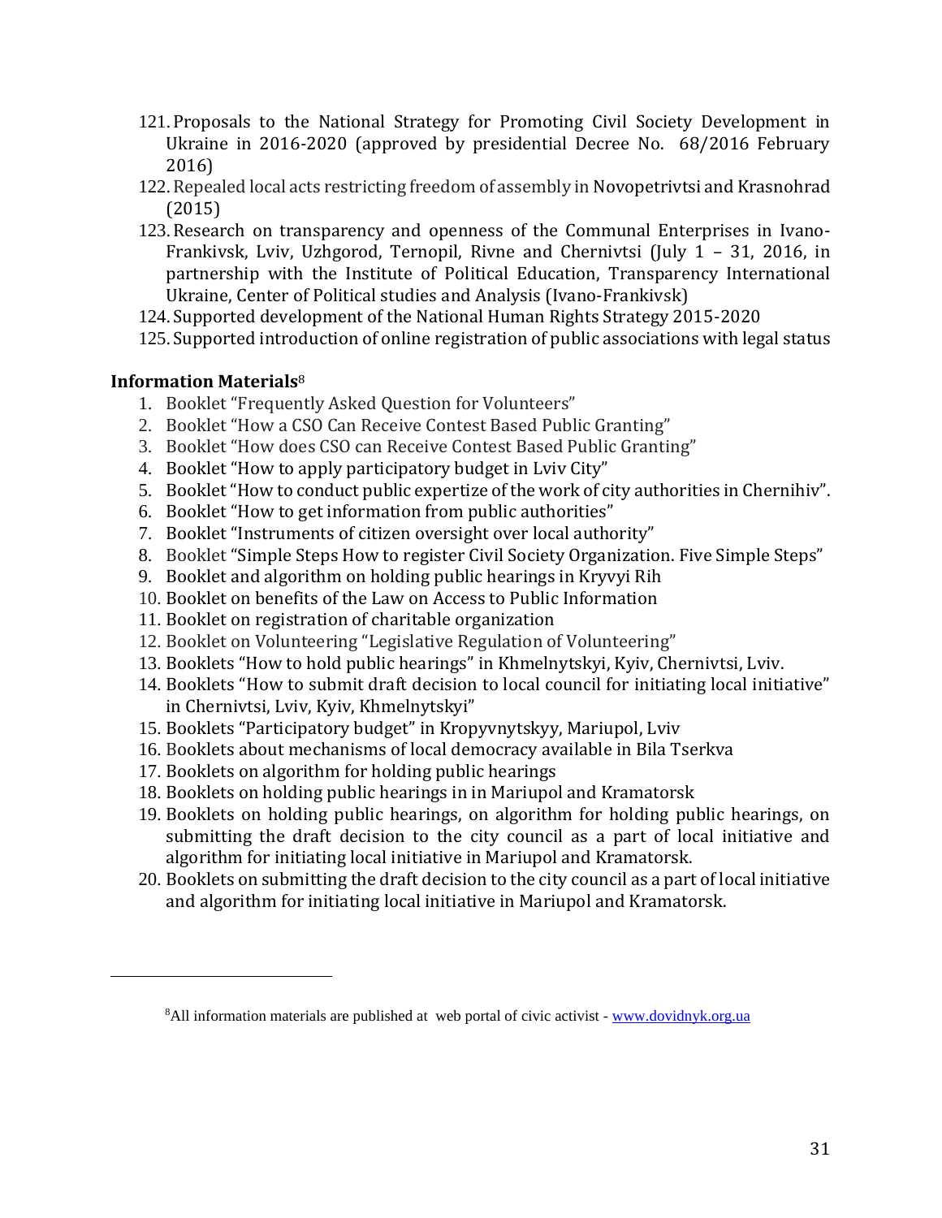121. Proposals to the National Strategy for Promoting Civil Society Development in Ukraine in 2016-2020 (approved by presidential Decree No. 68/2016 February 2016)
122. Repealed local acts restricting freedom of assembly in Novopetrivtsi and Krasnohrad (2015)
123. Research on transparency and openness of the Communal Enterprises in Ivano-Frankivsk, Lviv, Uzhgorod, Ternopil, Rivne and Chernivtsi (July 1 – 31, 2016, in partnership with the Institute of Political Education, Transparency International Ukraine, Center of Political studies and Analysis (Ivano-Frankivsk)
124. Supported development of the National Human Rights Strategy 2015-2020
125. Supported introduction of online registration of public associations with legal status

**Information Materials**[8]

1. Booklet "Frequently Asked Question for Volunteers"
2. Booklet "How a CSO Can Receive Contest Based Public Granting"
3. Booklet "How does CSO can Receive Contest Based Public Granting"
4. Booklet "How to apply participatory budget in Lviv City"
5. Booklet "How to conduct public expertize of the work of city authorities in Chernihiv".
6. Booklet "How to get information from public authorities"
7. Booklet "Instruments of citizen oversight over local authority"
8. Booklet "Simple Steps How to register Civil Society Organization. Five Simple Steps"
9. Booklet and algorithm on holding public hearings in Kryvyi Rih
10. Booklet on benefits of the Law on Access to Public Information
11. Booklet on registration of charitable organization
12. Booklet on Volunteering "Legislative Regulation of Volunteering"
13. Booklets "How to hold public hearings" in Khmelnytskyi, Kyiv, Chernivtsi, Lviv.
14. Booklets "How to submit draft decision to local council for initiating local initiative" in Chernivtsi, Lviv, Kyiv, Khmelnytskyi"
15. Booklets "Participatory budget" in Kropyvnytskyy, Mariupol, Lviv
16. Booklets about mechanisms of local democracy available in Bila Tserkva
17. Booklets on algorithm for holding public hearings
18. Booklets on holding public hearings in in Mariupol and Kramatorsk
19. Booklets on holding public hearings, on algorithm for holding public hearings, on submitting the draft decision to the city council as a part of local initiative and algorithm for initiating local initiative in Mariupol and Kramatorsk.
20. Booklets on submitting the draft decision to the city council as a part of local initiative and algorithm for initiating local initiative in Mariupol and Kramatorsk.

---

[8]All information materials are published at web portal of civic activist - www.dovidnyk.org.ua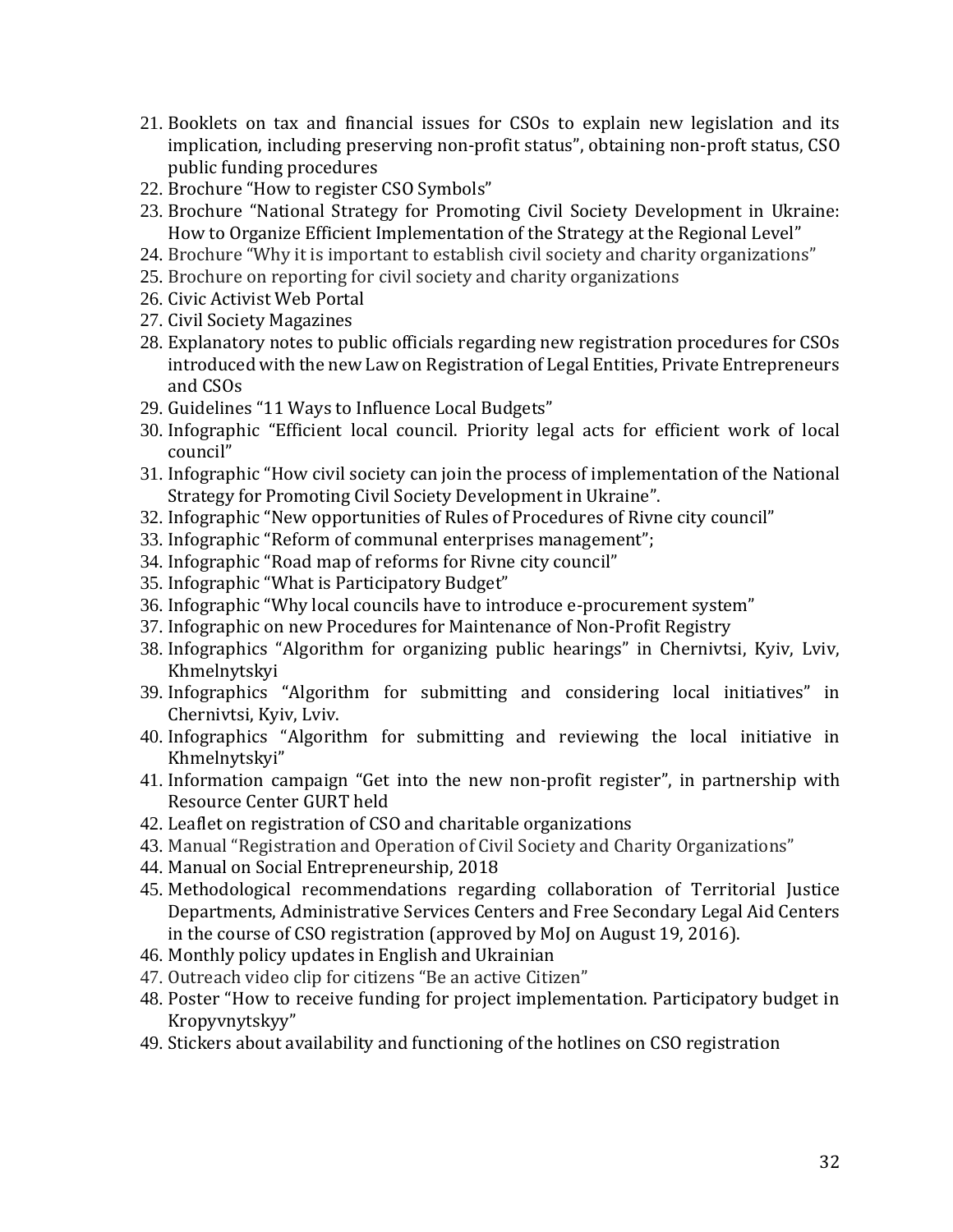21. Booklets on tax and financial issues for CSOs to explain new legislation and its implication, including preserving non-profit status", obtaining non-proft status, CSO public funding procedures
22. Brochure "How to register CSO Symbols"
23. Brochure "National Strategy for Promoting Civil Society Development in Ukraine: How to Organize Efficient Implementation of the Strategy at the Regional Level"
24. Brochure "Why it is important to establish civil society and charity organizations"
25. Brochure on reporting for civil society and charity organizations
26. Civic Activist Web Portal
27. Civil Society Magazines
28. Explanatory notes to public officials regarding new registration procedures for CSOs introduced with the new Law on Registration of Legal Entities, Private Entrepreneurs and CSOs
29. Guidelines "11 Ways to Influence Local Budgets"
30. Infographic "Efficient local council. Priority legal acts for efficient work of local council"
31. Infographic "How civil society can join the process of implementation of the National Strategy for Promoting Civil Society Development in Ukraine".
32. Infographic "New opportunities of Rules of Procedures of Rivne city council"
33. Infographic "Reform of communal enterprises management";
34. Infographic "Road map of reforms for Rivne city council"
35. Infographic "What is Participatory Budget"
36. Infographic "Why local councils have to introduce e-procurement system"
37. Infographic on new Procedures for Maintenance of Non-Profit Registry
38. Infographics "Algorithm for organizing public hearings" in Chernivtsi, Kyiv, Lviv, Khmelnytskyi
39. Infographics "Algorithm for submitting and considering local initiatives" in Chernivtsi, Kyiv, Lviv.
40. Infographics "Algorithm for submitting and reviewing the local initiative in Khmelnytskyi"
41. Information campaign "Get into the new non-profit register", in partnership with Resource Center GURT held
42. Leaflet on registration of CSO and charitable organizations
43. Manual "Registration and Operation of Civil Society and Charity Organizations"
44. Manual on Social Entrepreneurship, 2018
45. Methodological recommendations regarding collaboration of Territorial Justice Departments, Administrative Services Centers and Free Secondary Legal Aid Centers in the course of CSO registration (approved by MoJ on August 19, 2016).
46. Monthly policy updates in English and Ukrainian
47. Outreach video clip for citizens "Be an active Citizen"
48. Poster "How to receive funding for project implementation. Participatory budget in Kropyvnytskyy"
49. Stickers about availability and functioning of the hotlines on CSO registration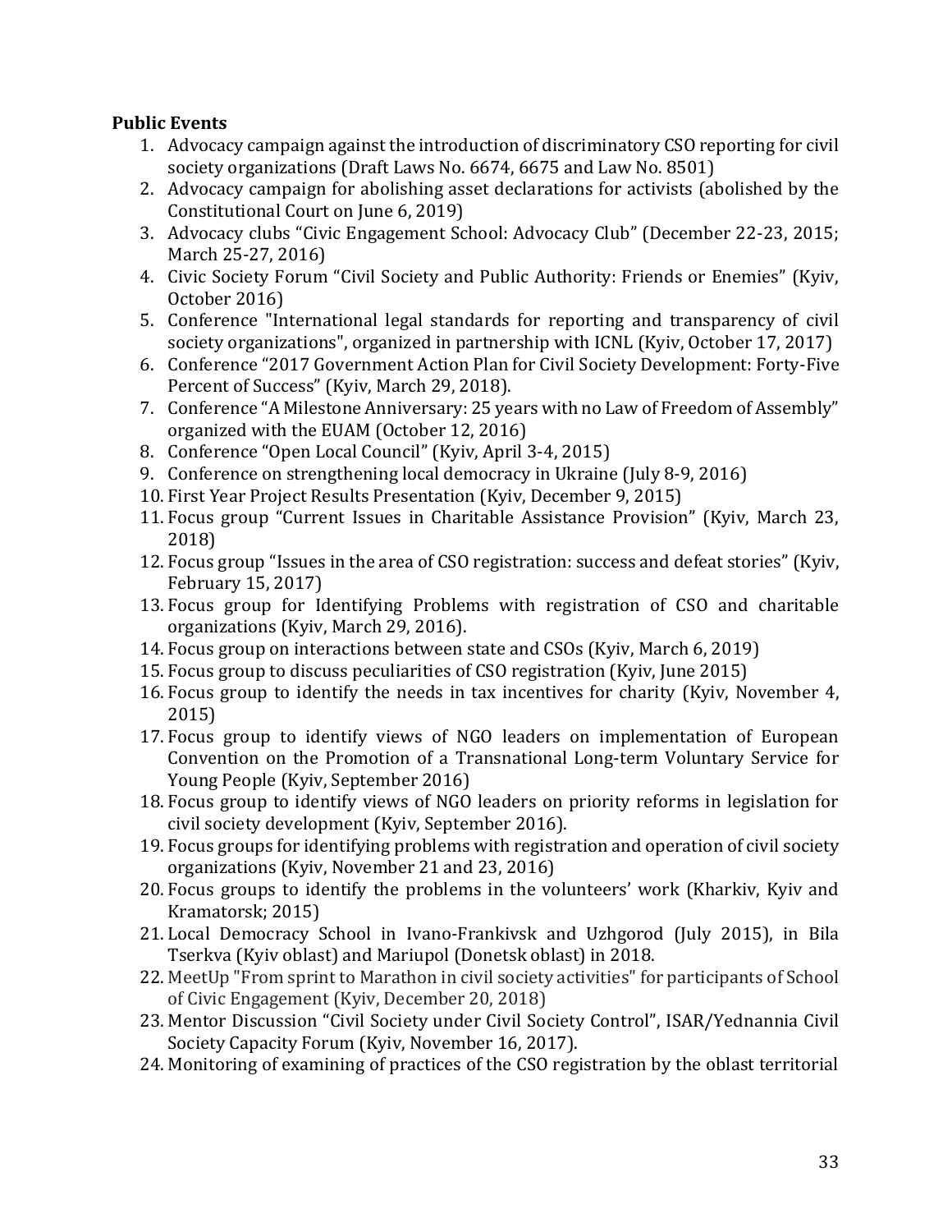**Public Events**

1. Advocacy campaign against the introduction of discriminatory CSO reporting for civil society organizations (Draft Laws No. 6674, 6675 and Law No. 8501)
2. Advocacy campaign for abolishing asset declarations for activists (abolished by the Constitutional Court on June 6, 2019)
3. Advocacy clubs "Civic Engagement School: Advocacy Club" (December 22-23, 2015; March 25-27, 2016)
4. Civic Society Forum "Civil Society and Public Authority: Friends or Enemies" (Kyiv, October 2016)
5. Conference "International legal standards for reporting and transparency of civil society organizations", organized in partnership with ICNL (Kyiv, October 17, 2017)
6. Conference "2017 Government Action Plan for Civil Society Development: Forty-Five Percent of Success" (Kyiv, March 29, 2018).
7. Conference "A Milestone Anniversary: 25 years with no Law of Freedom of Assembly" organized with the EUAM (October 12, 2016)
8. Conference "Open Local Council" (Kyiv, April 3-4, 2015)
9. Conference on strengthening local democracy in Ukraine (July 8-9, 2016)
10. First Year Project Results Presentation (Kyiv, December 9, 2015)
11. Focus group "Current Issues in Charitable Assistance Provision" (Kyiv, March 23, 2018)
12. Focus group "Issues in the area of CSO registration: success and defeat stories" (Kyiv, February 15, 2017)
13. Focus group for Identifying Problems with registration of CSO and charitable organizations (Kyiv, March 29, 2016).
14. Focus group on interactions between state and CSOs (Kyiv, March 6, 2019)
15. Focus group to discuss peculiarities of CSO registration (Kyiv, June 2015)
16. Focus group to identify the needs in tax incentives for charity (Kyiv, November 4, 2015)
17. Focus group to identify views of NGO leaders on implementation of European Convention on the Promotion of a Transnational Long-term Voluntary Service for Young People (Kyiv, September 2016)
18. Focus group to identify views of NGO leaders on priority reforms in legislation for civil society development (Kyiv, September 2016).
19. Focus groups for identifying problems with registration and operation of civil society organizations (Kyiv, November 21 and 23, 2016)
20. Focus groups to identify the problems in the volunteers' work (Kharkiv, Kyiv and Kramatorsk; 2015)
21. Local Democracy School in Ivano-Frankivsk and Uzhgorod (July 2015), in Bila Tserkva (Kyiv oblast) and Mariupol (Donetsk oblast) in 2018.
22. MeetUp "From sprint to Marathon in civil society activities" for participants of School of Civic Engagement (Kyiv, December 20, 2018)
23. Mentor Discussion "Civil Society under Civil Society Control", ISAR/Yednannia Civil Society Capacity Forum (Kyiv, November 16, 2017).
24. Monitoring of examining of practices of the CSO registration by the oblast territorial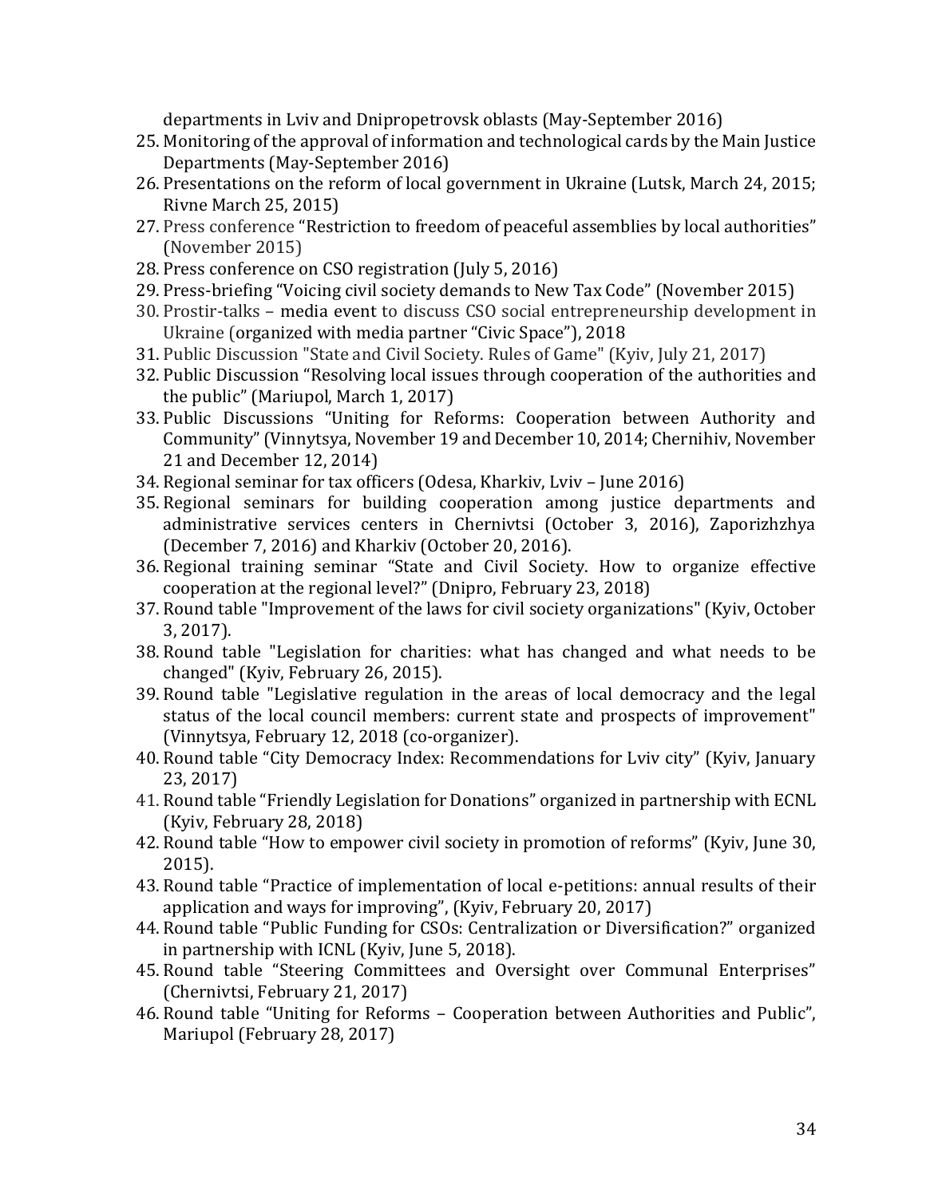departments in Lviv and Dnipropetrovsk oblasts (May-September 2016)

25. Monitoring of the approval of information and technological cards by the Main Justice Departments (May-September 2016)
26. Presentations on the reform of local government in Ukraine (Lutsk, March 24, 2015; Rivne March 25, 2015)
27. Press conference "Restriction to freedom of peaceful assemblies by local authorities" (November 2015)
28. Press conference on CSO registration (July 5, 2016)
29. Press-briefing "Voicing civil society demands to New Tax Code" (November 2015)
30. Prostir-talks – media event to discuss CSO social entrepreneurship development in Ukraine (organized with media partner "Civic Space"), 2018
31. Public Discussion "State and Civil Society. Rules of Game" (Kyiv, July 21, 2017)
32. Public Discussion "Resolving local issues through cooperation of the authorities and the public" (Mariupol, March 1, 2017)
33. Public Discussions "Uniting for Reforms: Cooperation between Authority and Community" (Vinnytsya, November 19 and December 10, 2014; Chernihiv, November 21 and December 12, 2014)
34. Regional seminar for tax officers (Odesa, Kharkiv, Lviv – June 2016)
35. Regional seminars for building cooperation among justice departments and administrative services centers in Chernivtsi (October 3, 2016), Zaporizhzhya (December 7, 2016) and Kharkiv (October 20, 2016).
36. Regional training seminar "State and Civil Society. How to organize effective cooperation at the regional level?" (Dnipro, February 23, 2018)
37. Round table "Improvement of the laws for civil society organizations" (Kyiv, October 3, 2017).
38. Round table "Legislation for charities: what has changed and what needs to be changed" (Kyiv, February 26, 2015).
39. Round table "Legislative regulation in the areas of local democracy and the legal status of the local council members: current state and prospects of improvement" (Vinnytsya, February 12, 2018 (co-organizer).
40. Round table "City Democracy Index: Recommendations for Lviv city" (Kyiv, January 23, 2017)
41. Round table "Friendly Legislation for Donations" organized in partnership with ECNL (Kyiv, February 28, 2018)
42. Round table "How to empower civil society in promotion of reforms" (Kyiv, June 30, 2015).
43. Round table "Practice of implementation of local e-petitions: annual results of their application and ways for improving", (Kyiv, February 20, 2017)
44. Round table "Public Funding for CSOs: Centralization or Diversification?" organized in partnership with ICNL (Kyiv, June 5, 2018).
45. Round table "Steering Committees and Oversight over Communal Enterprises" (Chernivtsi, February 21, 2017)
46. Round table "Uniting for Reforms – Cooperation between Authorities and Public", Mariupol (February 28, 2017)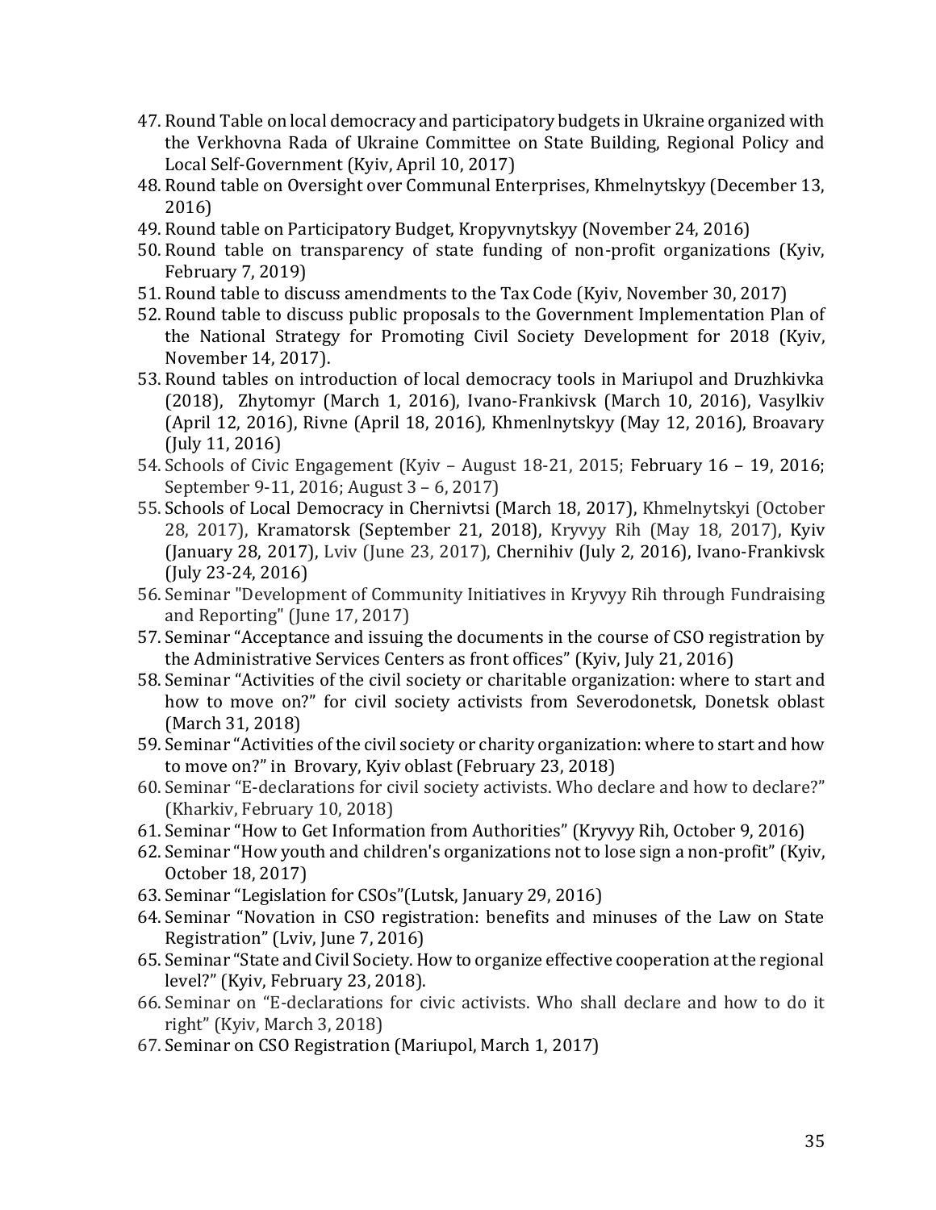47. Round Table on local democracy and participatory budgets in Ukraine organized with the Verkhovna Rada of Ukraine Committee on State Building, Regional Policy and Local Self-Government (Kyiv, April 10, 2017)
48. Round table on Oversight over Communal Enterprises, Khmelnytskyy (December 13, 2016)
49. Round table on Participatory Budget, Kropyvnytskyy (November 24, 2016)
50. Round table on transparency of state funding of non-profit organizations (Kyiv, February 7, 2019)
51. Round table to discuss amendments to the Tax Code (Kyiv, November 30, 2017)
52. Round table to discuss public proposals to the Government Implementation Plan of the National Strategy for Promoting Civil Society Development for 2018 (Kyiv, November 14, 2017).
53. Round tables on introduction of local democracy tools in Mariupol and Druzhkivka (2018), Zhytomyr (March 1, 2016), Ivano-Frankivsk (March 10, 2016), Vasylkiv (April 12, 2016), Rivne (April 18, 2016), Khmenlnytskyy (May 12, 2016), Broavary (July 11, 2016)
54. Schools of Civic Engagement (Kyiv – August 18-21, 2015; February 16 – 19, 2016; September 9-11, 2016; August 3 – 6, 2017)
55. Schools of Local Democracy in Chernivtsi (March 18, 2017), Khmelnytskyi (October 28, 2017), Kramatorsk (September 21, 2018), Kryvyy Rih (May 18, 2017), Kyiv (January 28, 2017), Lviv (June 23, 2017), Chernihiv (July 2, 2016), Ivano-Frankivsk (July 23-24, 2016)
56. Seminar "Development of Community Initiatives in Kryvyy Rih through Fundraising and Reporting" (June 17, 2017)
57. Seminar "Acceptance and issuing the documents in the course of CSO registration by the Administrative Services Centers as front offices" (Kyiv, July 21, 2016)
58. Seminar "Activities of the civil society or charitable organization: where to start and how to move on?" for civil society activists from Severodonetsk, Donetsk oblast (March 31, 2018)
59. Seminar "Activities of the civil society or charity organization: where to start and how to move on?" in Brovary, Kyiv oblast (February 23, 2018)
60. Seminar "E-declarations for civil society activists. Who declare and how to declare?" (Kharkiv, February 10, 2018)
61. Seminar "How to Get Information from Authorities" (Kryvyy Rih, October 9, 2016)
62. Seminar "How youth and children's organizations not to lose sign a non-profit" (Kyiv, October 18, 2017)
63. Seminar "Legislation for CSOs"(Lutsk, January 29, 2016)
64. Seminar "Novation in CSO registration: benefits and minuses of the Law on State Registration" (Lviv, June 7, 2016)
65. Seminar "State and Civil Society. How to organize effective cooperation at the regional level?" (Kyiv, February 23, 2018).
66. Seminar on "E-declarations for civic activists. Who shall declare and how to do it right" (Kyiv, March 3, 2018)
67. Seminar on CSO Registration (Mariupol, March 1, 2017)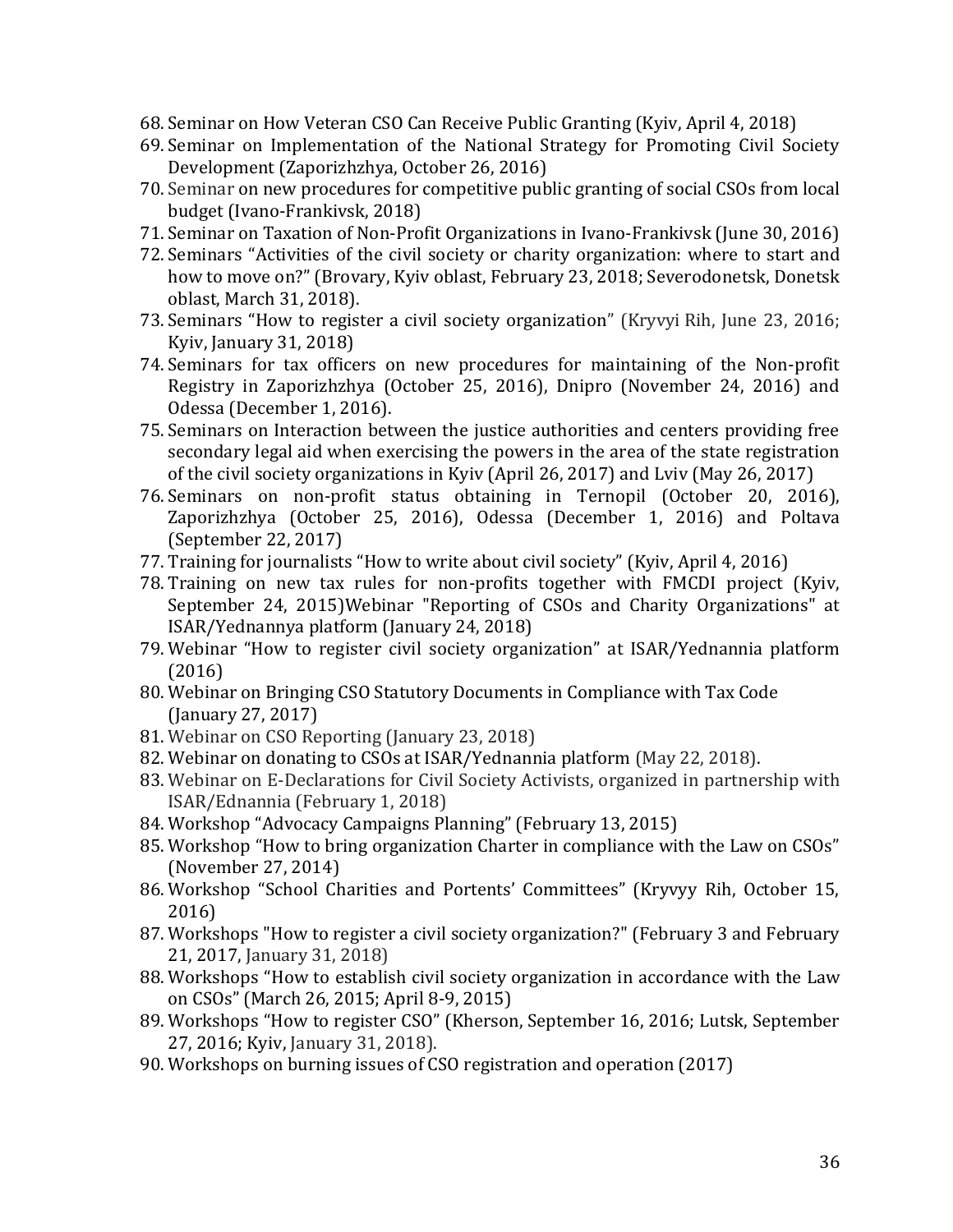68. Seminar on How Veteran CSO Can Receive Public Granting (Kyiv, April 4, 2018)
69. Seminar on Implementation of the National Strategy for Promoting Civil Society Development (Zaporizhzhya, October 26, 2016)
70. Seminar on new procedures for competitive public granting of social CSOs from local budget (Ivano-Frankivsk, 2018)
71. Seminar on Taxation of Non-Profit Organizations in Ivano-Frankivsk (June 30, 2016)
72. Seminars "Activities of the civil society or charity organization: where to start and how to move on?" (Brovary, Kyiv oblast, February 23, 2018; Severodonetsk, Donetsk oblast, March 31, 2018).
73. Seminars "How to register a civil society organization" (Kryvyi Rih, June 23, 2016; Kyiv, January 31, 2018)
74. Seminars for tax officers on new procedures for maintaining of the Non-profit Registry in Zaporizhzhya (October 25, 2016), Dnipro (November 24, 2016) and Odessa (December 1, 2016).
75. Seminars on Interaction between the justice authorities and centers providing free secondary legal aid when exercising the powers in the area of the state registration of the civil society organizations in Kyiv (April 26, 2017) and Lviv (May 26, 2017)
76. Seminars on non-profit status obtaining in Ternopil (October 20, 2016), Zaporizhzhya (October 25, 2016), Odessa (December 1, 2016) and Poltava (September 22, 2017)
77. Training for journalists "How to write about civil society" (Kyiv, April 4, 2016)
78. Training on new tax rules for non-profits together with FMCDI project (Kyiv, September 24, 2015)Webinar "Reporting of CSOs and Charity Organizations" at ISAR/Yednannya platform (January 24, 2018)
79. Webinar "How to register civil society organization" at ISAR/Yednannia platform (2016)
80. Webinar on Bringing CSO Statutory Documents in Compliance with Tax Code (January 27, 2017)
81. Webinar on CSO Reporting (January 23, 2018)
82. Webinar on donating to CSOs at ISAR/Yednannia platform (May 22, 2018).
83. Webinar on E-Declarations for Civil Society Activists, organized in partnership with ISAR/Ednannia (February 1, 2018)
84. Workshop "Advocacy Campaigns Planning" (February 13, 2015)
85. Workshop "How to bring organization Charter in compliance with the Law on CSOs" (November 27, 2014)
86. Workshop "School Charities and Portents' Committees" (Kryvyy Rih, October 15, 2016)
87. Workshops "How to register a civil society organization?" (February 3 and February 21, 2017, January 31, 2018)
88. Workshops "How to establish civil society organization in accordance with the Law on CSOs" (March 26, 2015; April 8-9, 2015)
89. Workshops "How to register CSO" (Kherson, September 16, 2016; Lutsk, September 27, 2016; Kyiv, January 31, 2018).
90. Workshops on burning issues of CSO registration and operation (2017)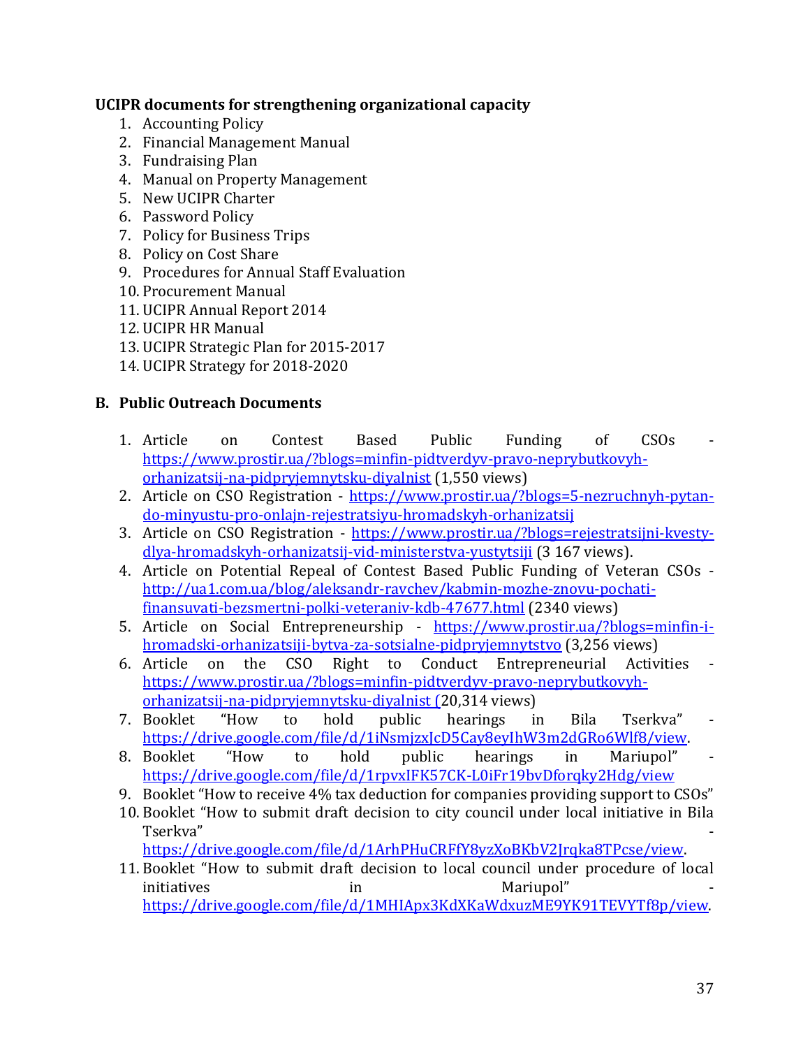**UCIPR documents for strengthening organizational capacity**

1. Accounting Policy
2. Financial Management Manual
3. Fundraising Plan
4. Manual on Property Management
5. New UCIPR Charter
6. Password Policy
7. Policy for Business Trips
8. Policy on Cost Share
9. Procedures for Annual Staff Evaluation
10. Procurement Manual
11. UCIPR Annual Report 2014
12. UCIPR HR Manual
13. UCIPR Strategic Plan for 2015-2017
14. UCIPR Strategy for 2018-2020

## B. Public Outreach Documents

1. Article on Contest Based Public Funding of CSOs - https://www.prostir.ua/?blogs=minfin-pidtverdyv-pravo-neprybutkovyh-orhanizatsij-na-pidpryjemnytsku-diyalnist (1,550 views)
2. Article on CSO Registration - https://www.prostir.ua/?blogs=5-nezruchnyh-pytan-do-minyustu-pro-onlajn-rejestratsiyu-hromadskyh-orhanizatsij
3. Article on CSO Registration - https://www.prostir.ua/?blogs=rejestratsijni-kvesty-dlya-hromadskyh-orhanizatsij-vid-ministerstva-yustytsiji (3 167 views).
4. Article on Potential Repeal of Contest Based Public Funding of Veteran CSOs - http://ua1.com.ua/blog/aleksandr-ravchev/kabmin-mozhe-znovu-pochati-finansuvati-bezsmertni-polki-veteraniv-kdb-47677.html (2340 views)
5. Article on Social Entrepreneurship - https://www.prostir.ua/?blogs=minfin-i-hromadski-orhanizatsiji-bytva-za-sotsialne-pidpryjemnytstvo (3,256 views)
6. Article on the CSO Right to Conduct Entrepreneurial Activities - https://www.prostir.ua/?blogs=minfin-pidtverdyv-pravo-neprybutkovyh-orhanizatsij-na-pidpryjemnytsku-diyalnist (20,314 views)
7. Booklet "How to hold public hearings in Bila Tserkva" - https://drive.google.com/file/d/1iNsmjzxJcD5Cay8eyIhW3m2dGRo6Wlf8/view.
8. Booklet "How to hold public hearings in Mariupol" - https://drive.google.com/file/d/1rpvxIFK57CK-L0iFr19bvDforqky2Hdg/view
9. Booklet "How to receive 4% tax deduction for companies providing support to CSOs"
10. Booklet "How to submit draft decision to city council under local initiative in Bila Tserkva" - https://drive.google.com/file/d/1ArhPHuCRFfY8yzXoBKbV2Jrqka8TPcse/view.
11. Booklet "How to submit draft decision to local council under procedure of local initiatives in Mariupol" - https://drive.google.com/file/d/1MHIApx3KdXKaWdxuzME9YK91TEVYTf8p/view.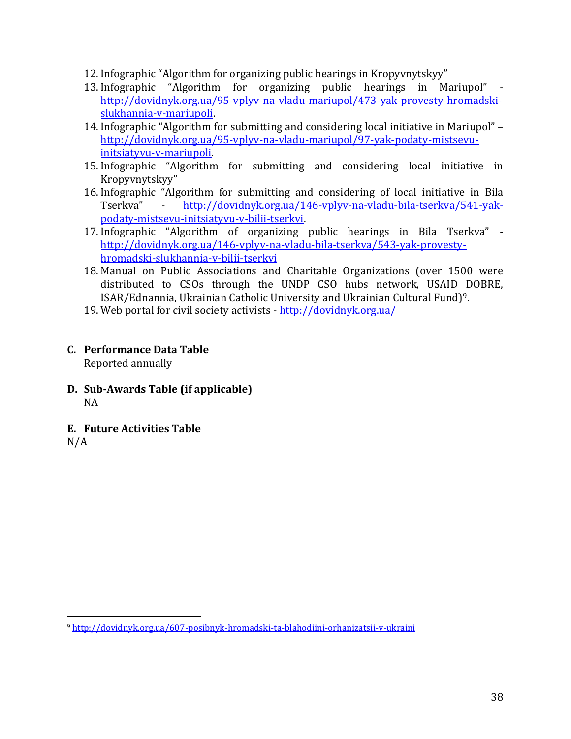12. Infographic "Algorithm for organizing public hearings in Kropyvnytskyy"
13. Infographic "Algorithm for organizing public hearings in Mariupol" - http://dovidnyk.org.ua/95-vplyv-na-vladu-mariupol/473-yak-provesty-hromadski-slukhannia-v-mariupoli.
14. Infographic "Algorithm for submitting and considering local initiative in Mariupol" – http://dovidnyk.org.ua/95-vplyv-na-vladu-mariupol/97-yak-podaty-mistsevu-initsiatyvu-v-mariupoli.
15. Infographic "Algorithm for submitting and considering local initiative in Kropyvnytskyy"
16. Infographic "Algorithm for submitting and considering of local initiative in Bila Tserkva" - http://dovidnyk.org.ua/146-vplyv-na-vladu-bila-tserkva/541-yak-podaty-mistsevu-initsiatyvu-v-bilii-tserkvi.
17. Infographic "Algorithm of organizing public hearings in Bila Tserkva" - http://dovidnyk.org.ua/146-vplyv-na-vladu-bila-tserkva/543-yak-provesty-hromadski-slukhannia-v-bilii-tserkvi
18. Manual on Public Associations and Charitable Organizations (over 1500 were distributed to CSOs through the UNDP CSO hubs network, USAID DOBRE, ISAR/Ednannia, Ukrainian Catholic University and Ukrainian Cultural Fund)[9].
19. Web portal for civil society activists - http://dovidnyk.org.ua/

## C. Performance Data Table

Reported annually

## D. Sub-Awards Table (if applicable)

NA

## E. Future Activities Table

N/A

---

[9] http://dovidnyk.org.ua/607-posibnyk-hromadski-ta-blahodiini-orhanizatsii-v-ukraini